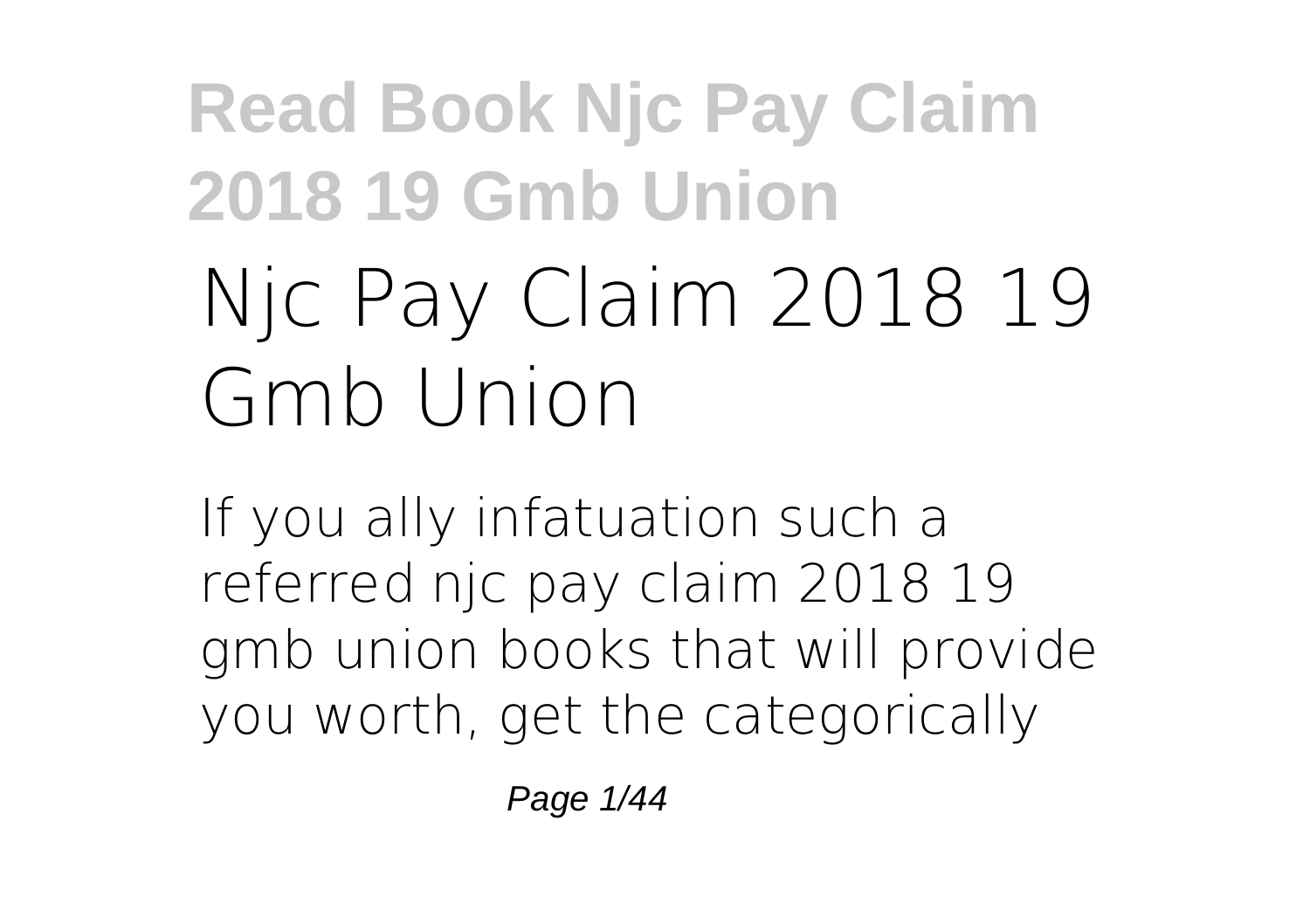# Njc Pay Claim 2018 19 Gmb Union

If you ally infatuation such a referred **njc pay claim 2018 19 gmb union** books that will provide you worth, get the categorically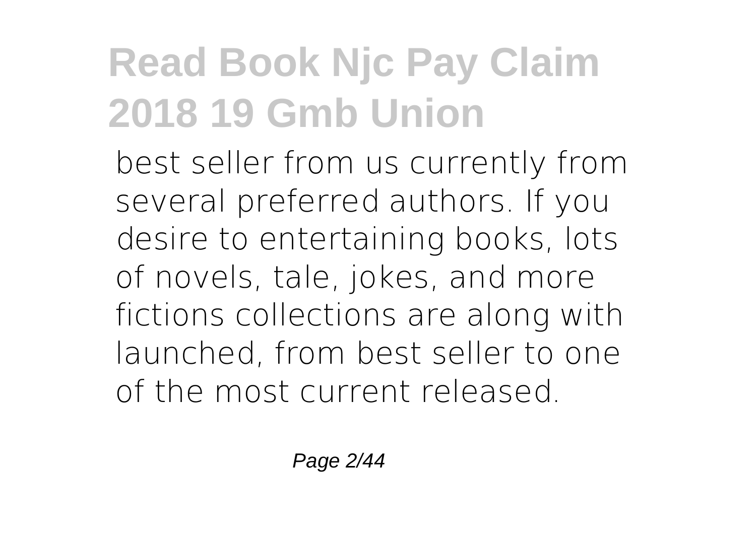best seller from us currently from several preferred authors. If you desire to entertaining books, lots of novels, tale, jokes, and more fictions collections are along with launched, from best seller to one of the most current released.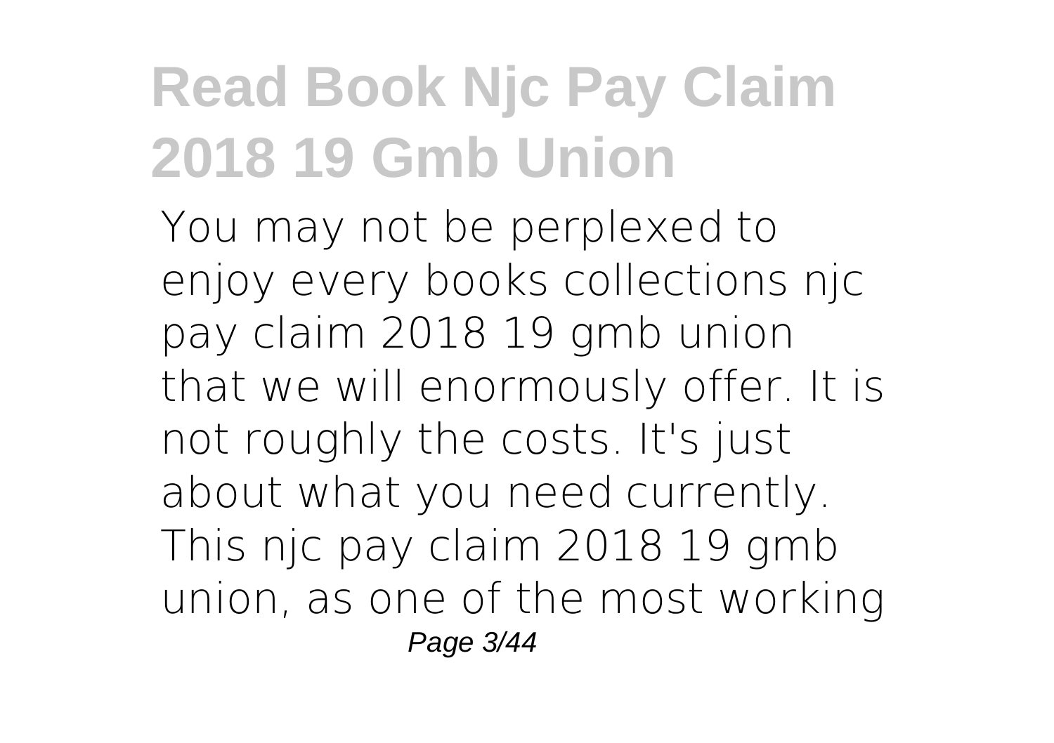You may not be perplexed to enjoy every books collections njc pay claim 2018 19 gmb union that we will enormously offer. It is not roughly the costs. It's just about what you need currently. This njc pay claim 2018 19 gmb union, as one of the most working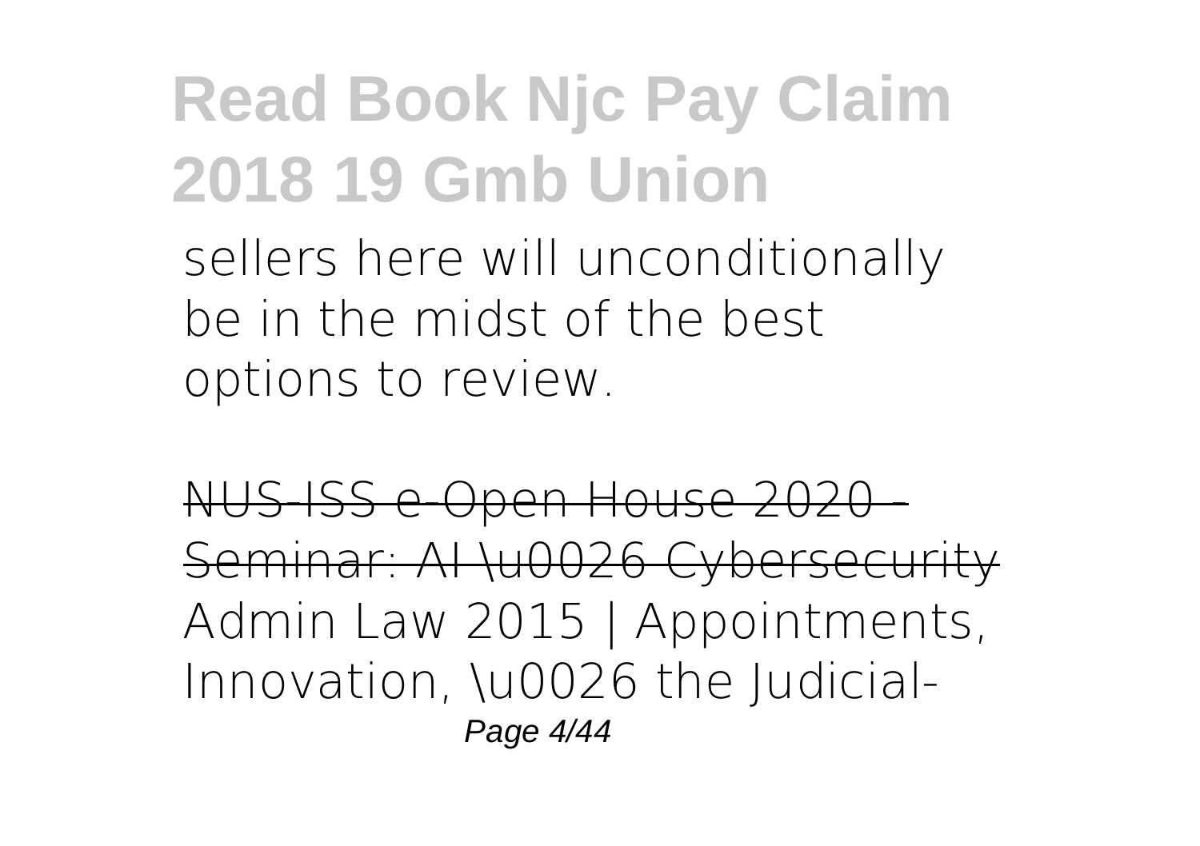sellers here will unconditionally be in the midst of the best options to review.

~~NUS-ISS e-Open House 2020 - Seminar: AI \u0026 Cybersecurity~~ Admin Law 2015 | Appointments, Innovation, \u0026 the Judicial-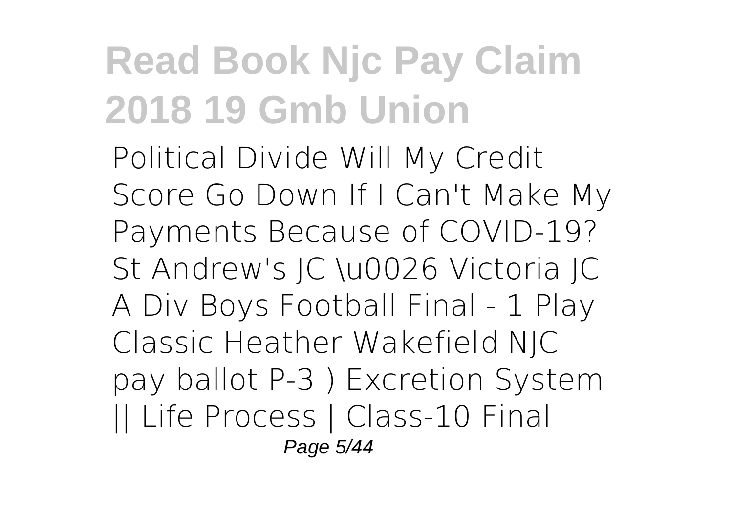Political Divide Will My Credit Score Go Down If I Can't Make My Payments Because of COVID-19? St Andrew's JC \u0026 Victoria JC A Div Boys Football Final - 1 Play Classic Heather Wakefield NJC pay ballot P-3 ) Excretion System || Life Process | Class-10 Final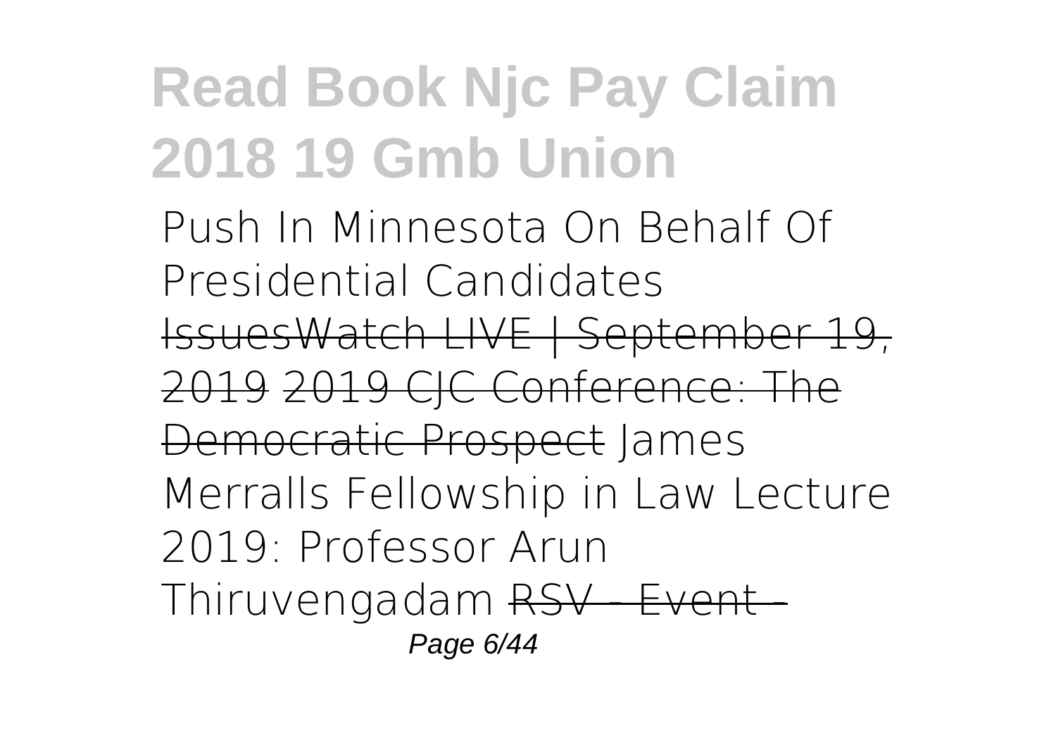Push In Minnesota On Behalf Of Presidential Candidates

~~IssuesWatch LIVE | September 19, 2019~~ ~~2019 CJC Conference: The Democratic Prospect~~ James Merralls Fellowship in Law Lecture 2019: Professor Arun Thiruvengadam ~~RSV - Event -~~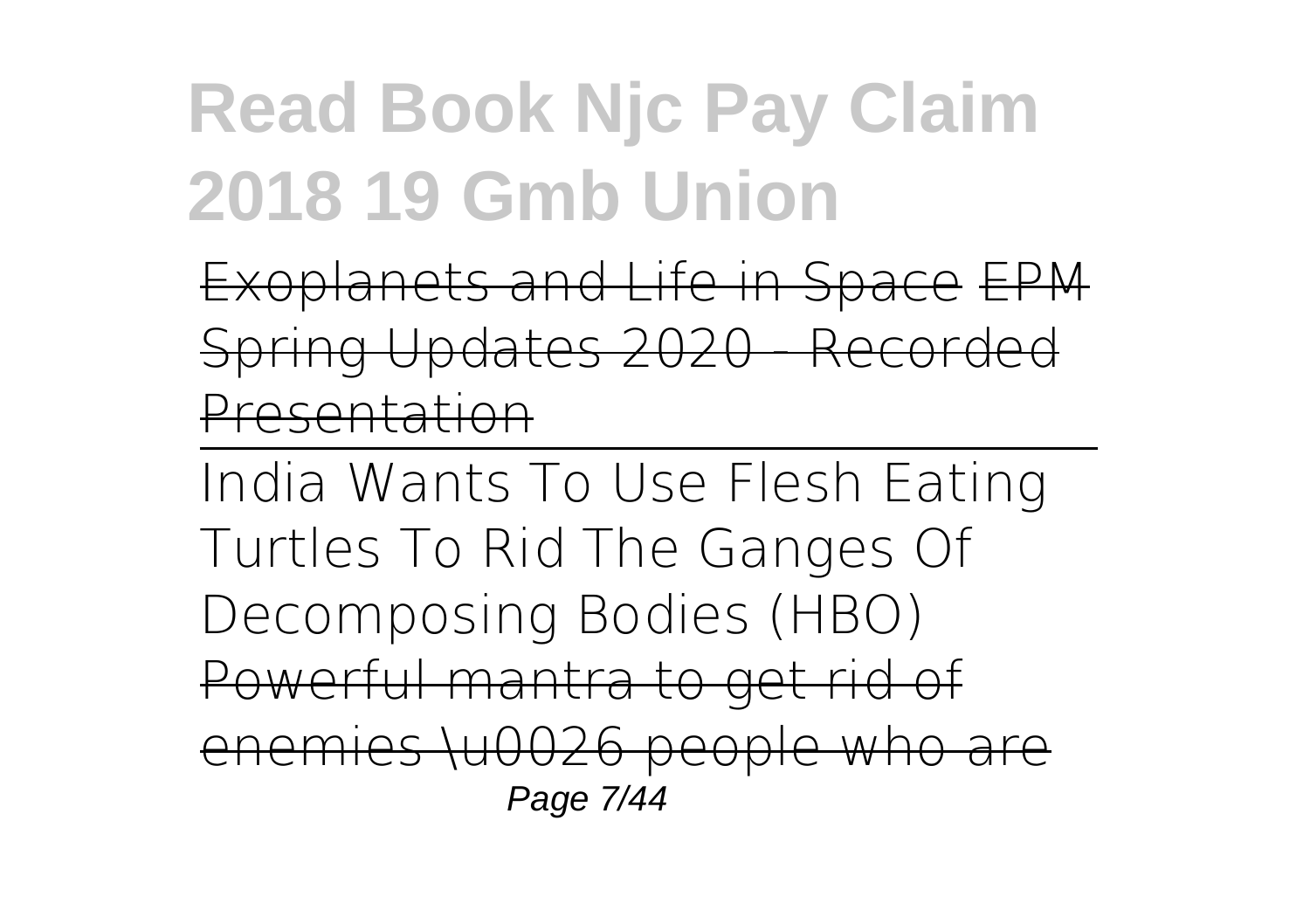~~Exoplanets and Life in Space~~ ~~EPM Spring Updates 2020 - Recorded Presentation~~

India Wants To Use Flesh Eating Turtles To Rid The Ganges Of Decomposing Bodies (HBO)

~~Powerful mantra to get rid of enemies \u0026 people who are~~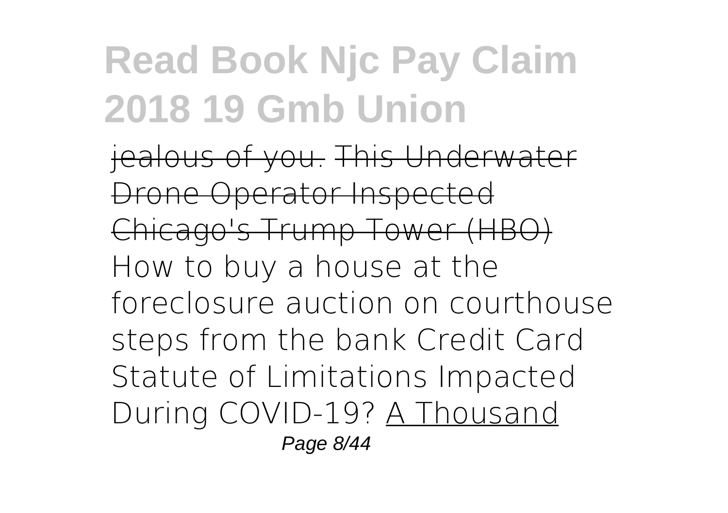jealous of you. ~~This Underwater Drone Operator Inspected Chicago's Trump Tower (HBO)~~ How to buy a house at the foreclosure auction on courthouse steps from the bank Credit Card Statute of Limitations Impacted During COVID-19? A Thousand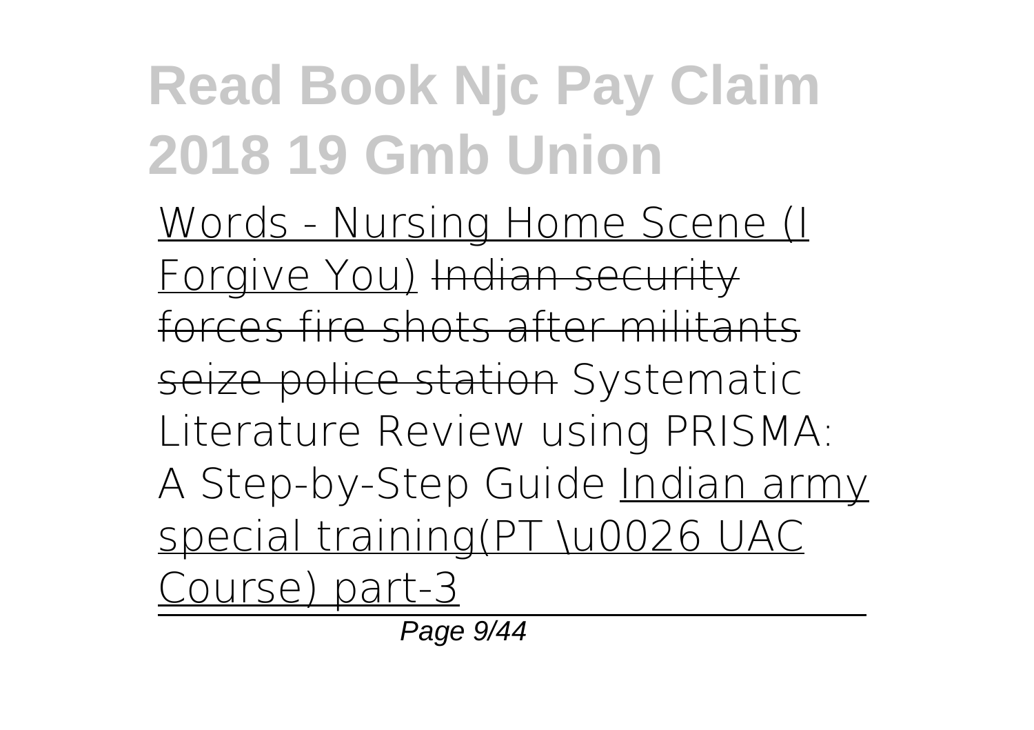Words - Nursing Home Scene (I Forgive You) ~~Indian security forces fire shots after militants seize police station~~ Systematic Literature Review using PRISMA: A Step-by-Step Guide Indian army special training(PT \u0026 UAC Course) part-3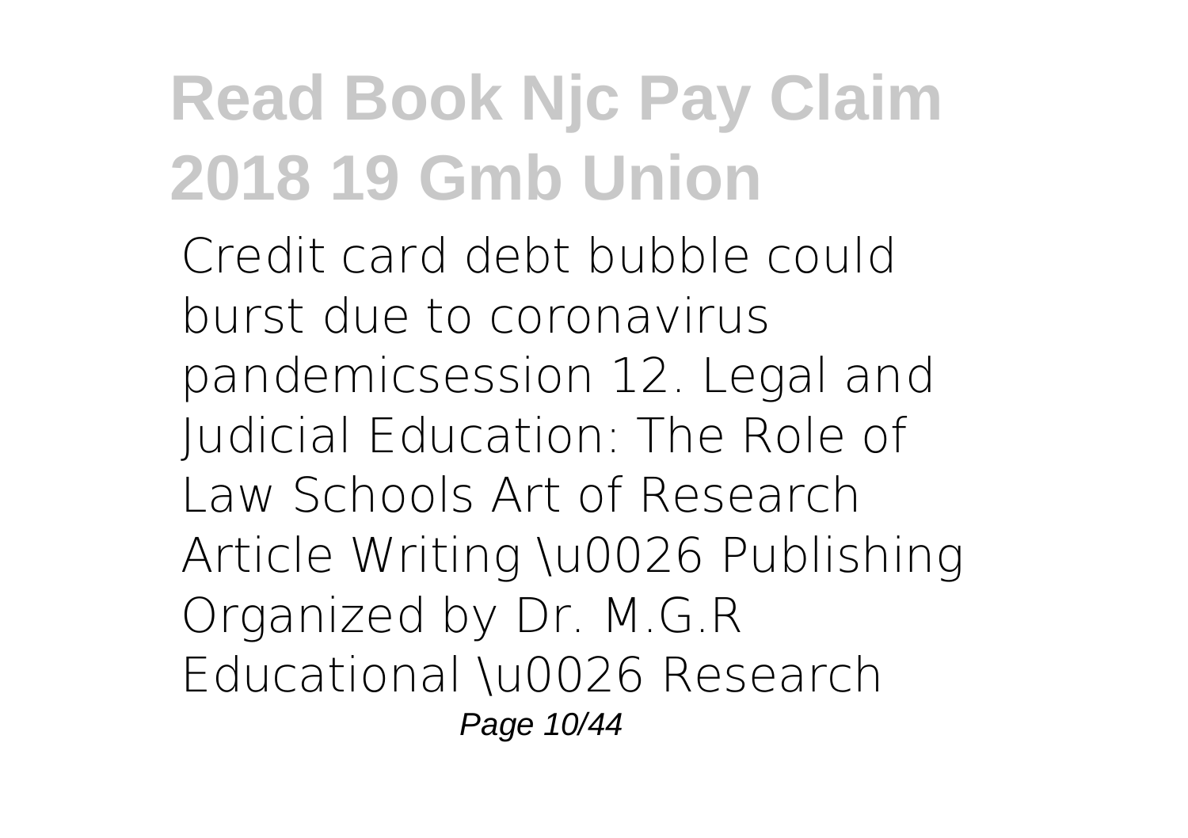Credit card debt bubble could burst due to coronavirus pandemicsession 12. Legal and Judicial Education: The Role of Law Schools Art of Research Article Writing \u0026 Publishing Organized by Dr. M.G.R Educational \u0026 Research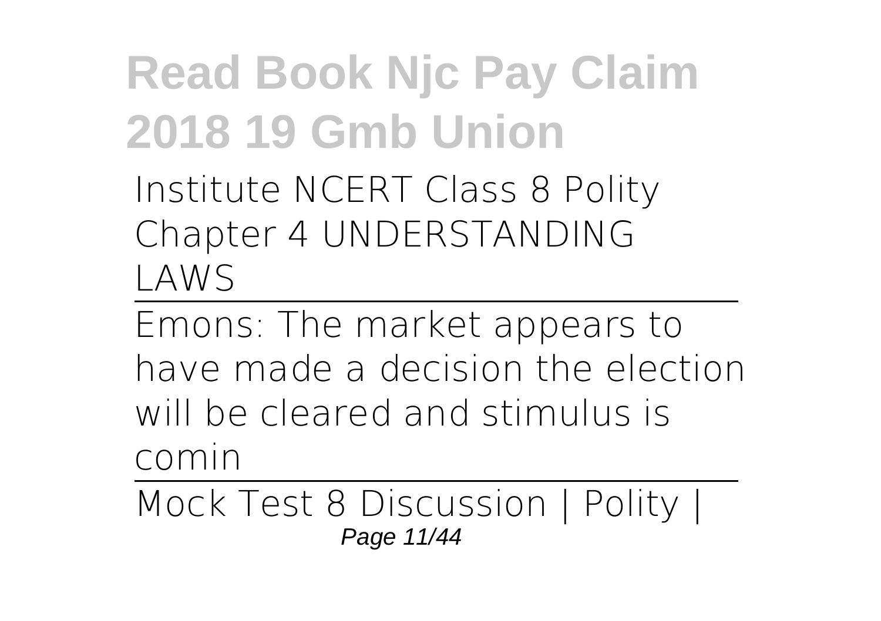Institute NCERT Class 8 Polity Chapter 4 UNDERSTANDING LAWS

---

Emons: The market appears to have made a decision the election will be cleared and stimulus is comin

---

Mock Test 8 Discussion | Polity |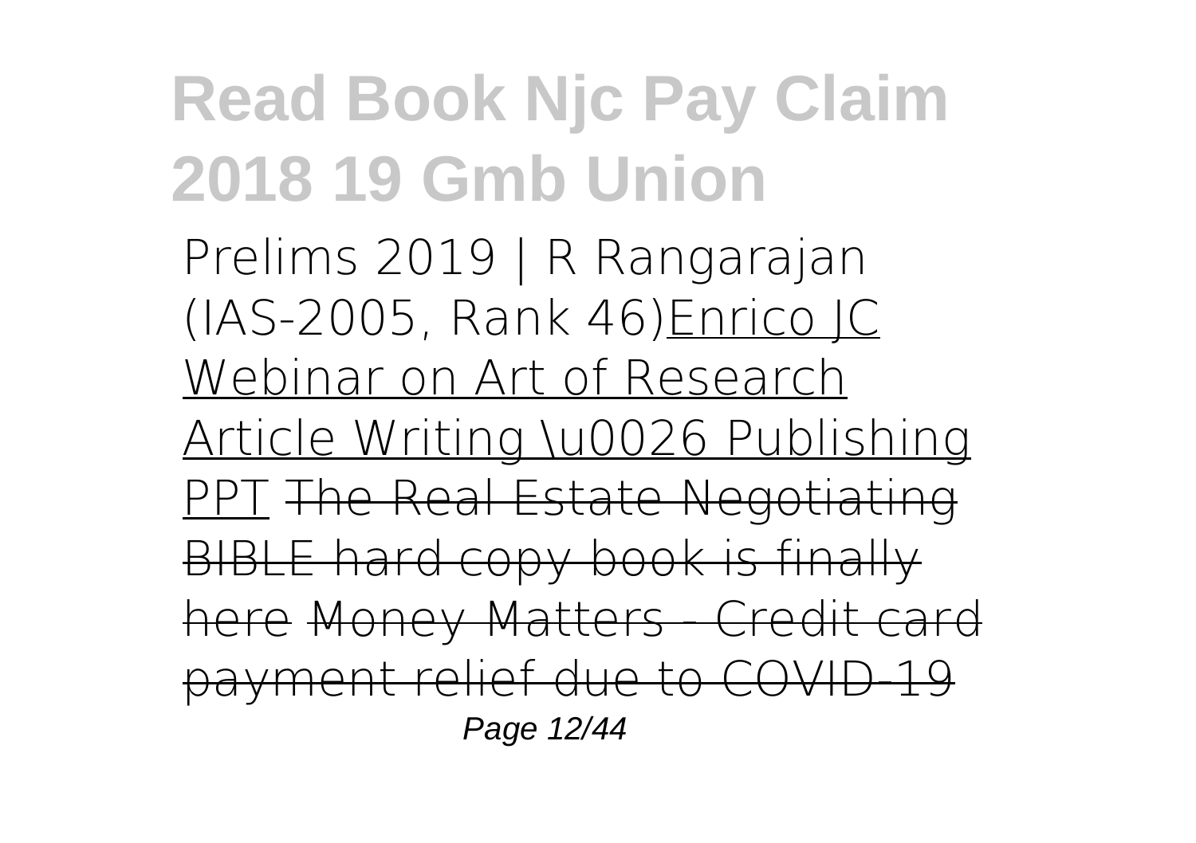Prelims 2019 | R Rangarajan (IAS-2005, Rank 46)Enrico JC Webinar on Art of Research Article Writing \u0026 Publishing PPT ~~The Real Estate Negotiating BIBLE hard copy book is finally here~~ ~~Money Matters - Credit card payment relief due to COVID-19~~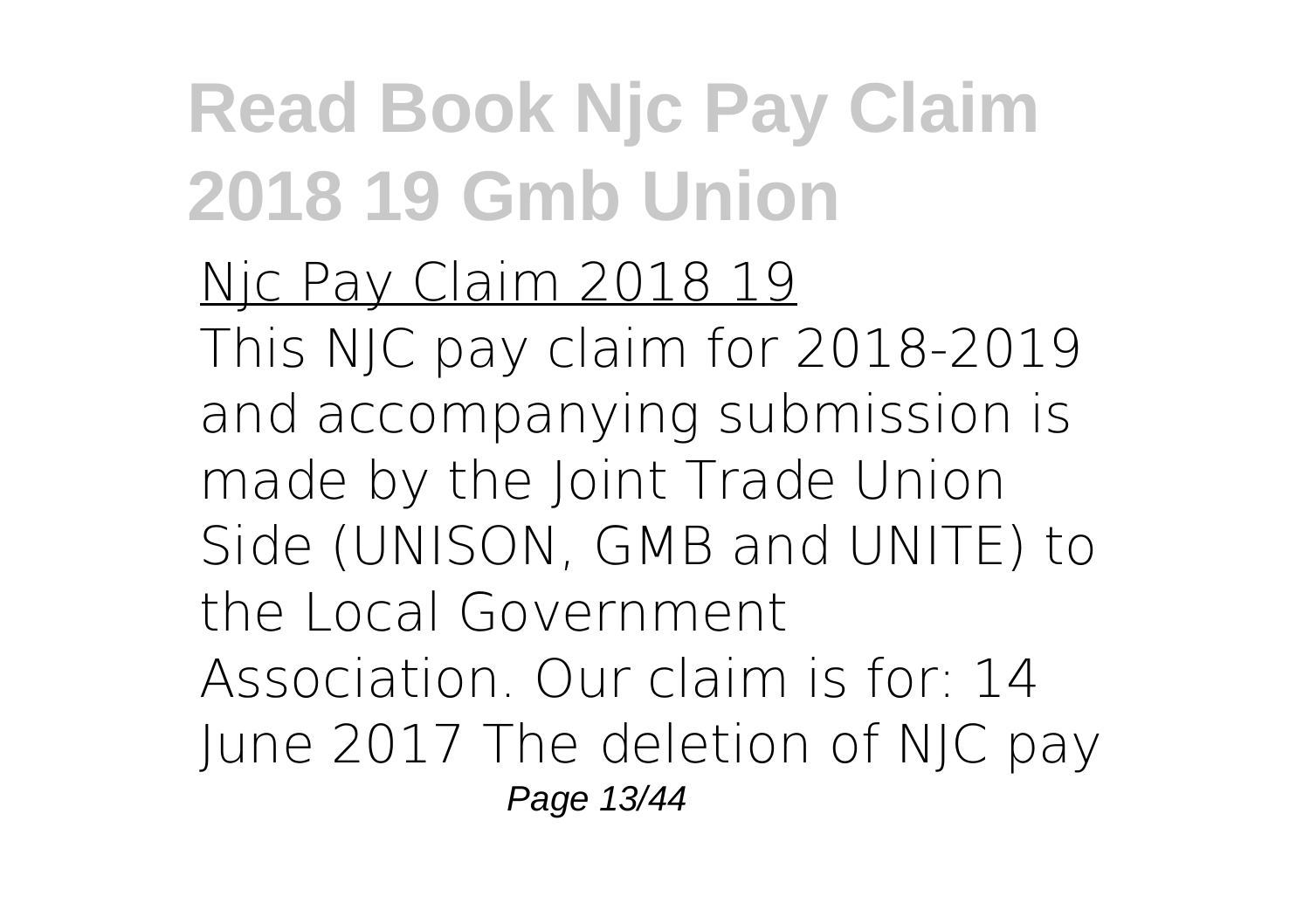Njc Pay Claim 2018 19

This NJC pay claim for 2018-2019 and accompanying submission is made by the Joint Trade Union Side (UNISON, GMB and UNITE) to the Local Government Association. Our claim is for: 14 June 2017 The deletion of NJC pay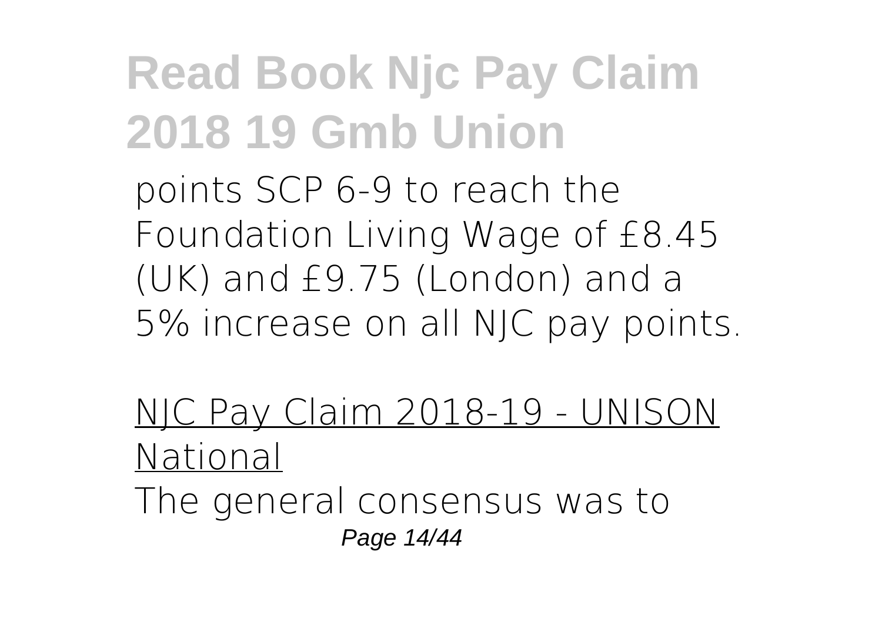points SCP 6-9 to reach the Foundation Living Wage of £8.45 (UK) and £9.75 (London) and a 5% increase on all NJC pay points.

NJC Pay Claim 2018-19 - UNISON National

The general consensus was to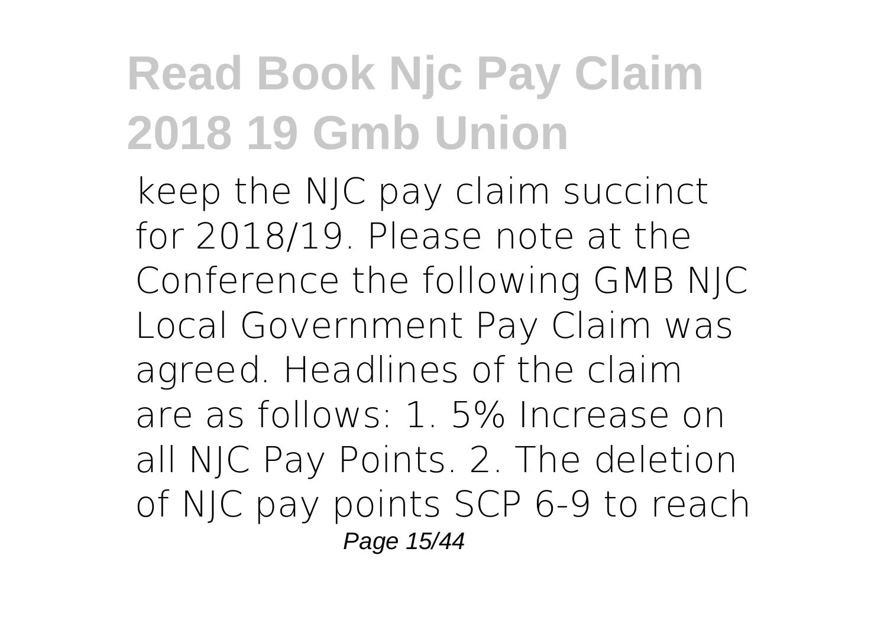# Read Book Njc Pay Claim 2018 19 Gmb Union

keep the NJC pay claim succinct for 2018/19. Please note at the Conference the following GMB NJC Local Government Pay Claim was agreed. Headlines of the claim are as follows: 1. 5% Increase on all NJC Pay Points. 2. The deletion of NJC pay points SCP 6-9 to reach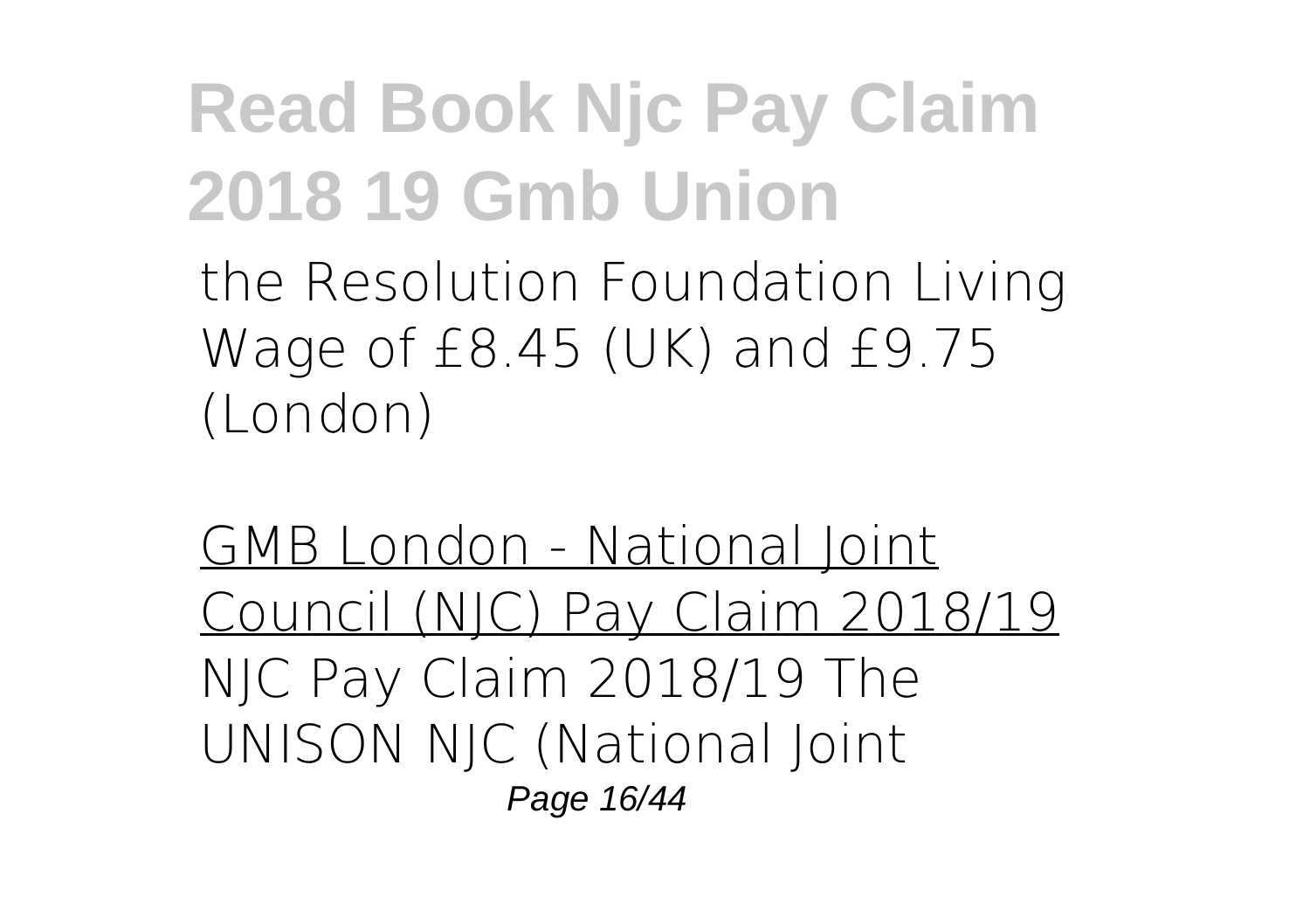the Resolution Foundation Living Wage of £8.45 (UK) and £9.75 (London)

GMB London - National Joint Council (NJC) Pay Claim 2018/19

NJC Pay Claim 2018/19 The UNISON NJC (National Joint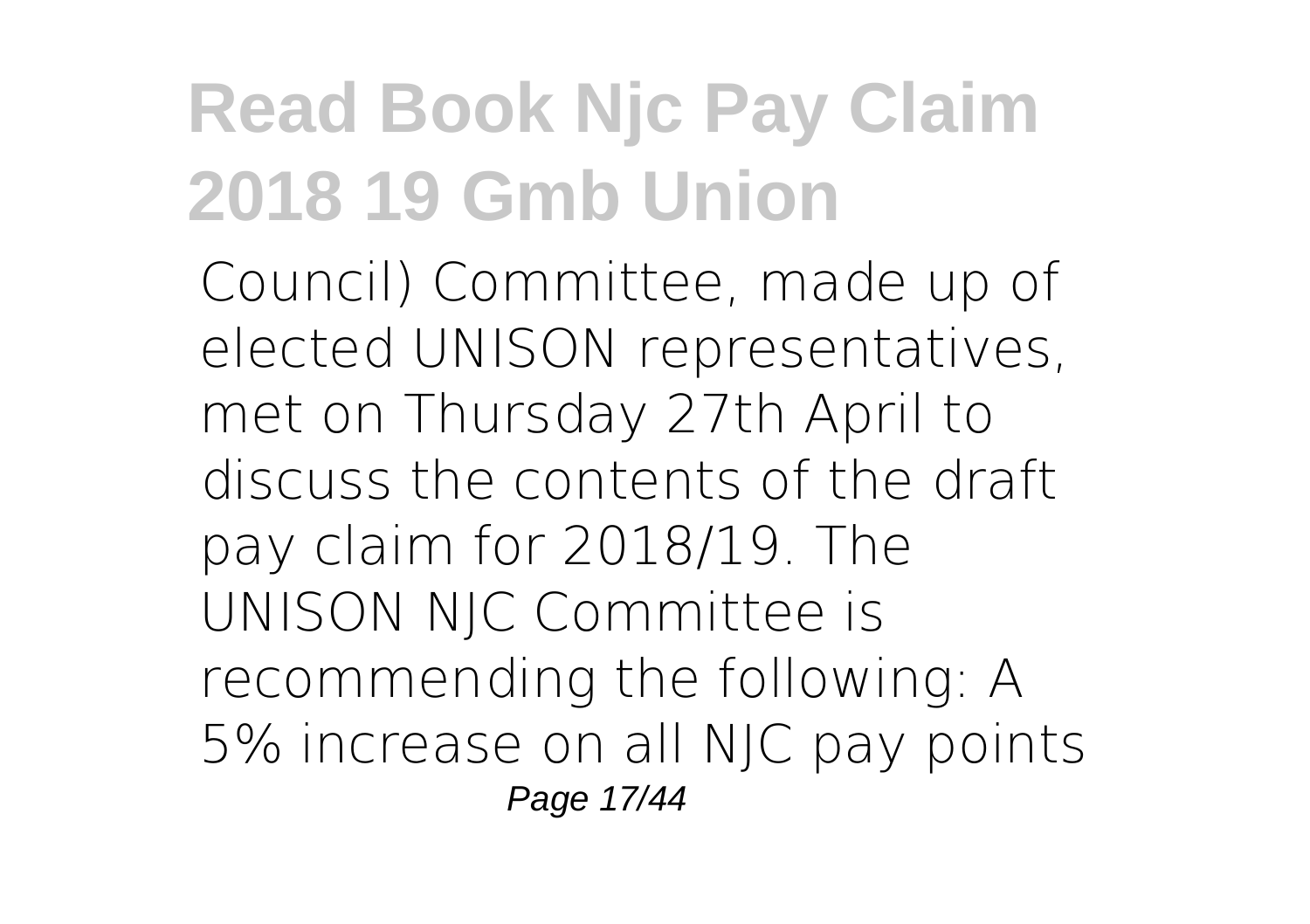Council) Committee, made up of elected UNISON representatives, met on Thursday 27th April to discuss the contents of the draft pay claim for 2018/19. The UNISON NJC Committee is recommending the following: A 5% increase on all NJC pay points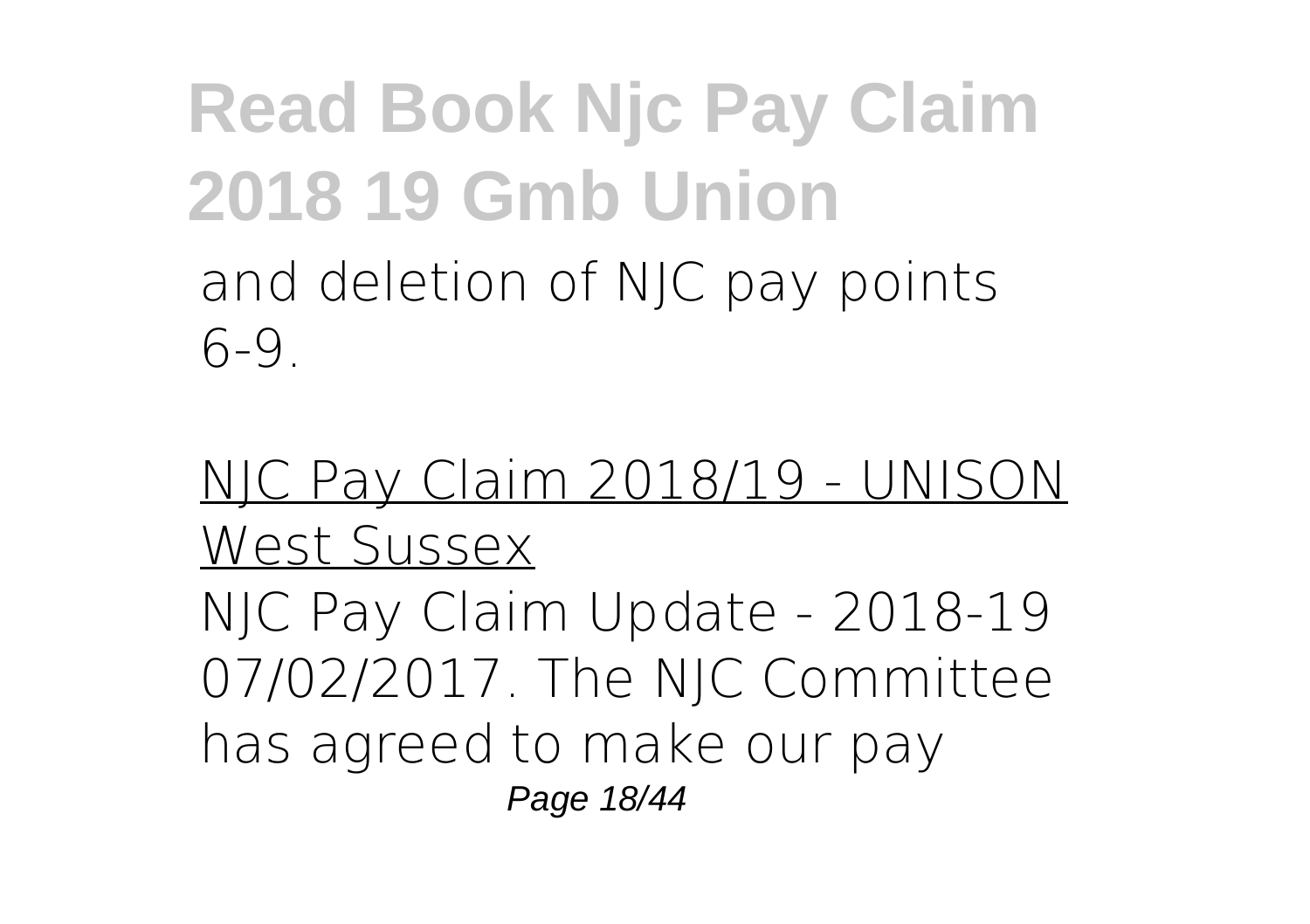and deletion of NJC pay points 6-9.

NJC Pay Claim 2018/19 - UNISON West Sussex

NJC Pay Claim Update - 2018-19 07/02/2017. The NJC Committee has agreed to make our pay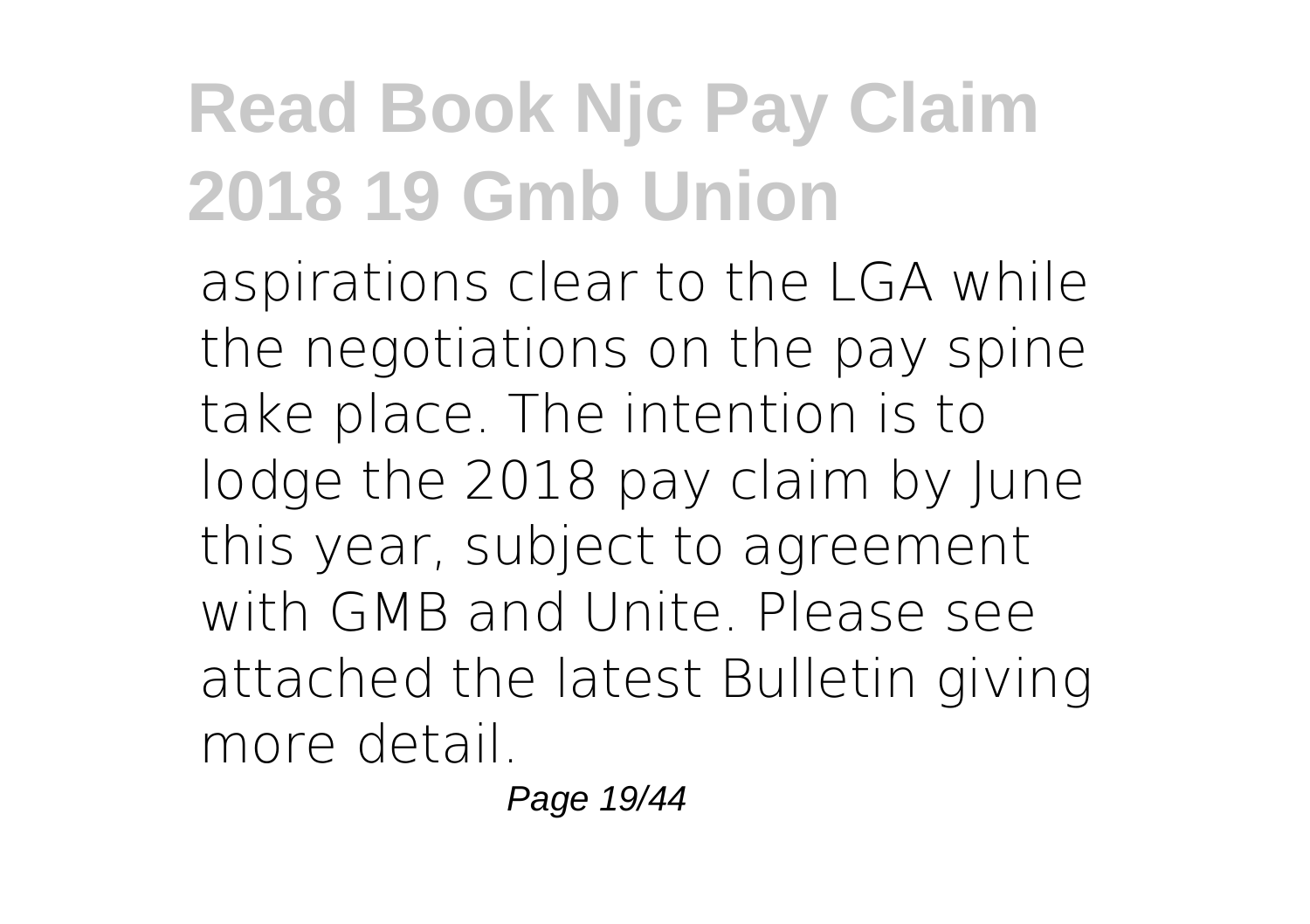aspirations clear to the LGA while the negotiations on the pay spine take place. The intention is to lodge the 2018 pay claim by June this year, subject to agreement with GMB and Unite. Please see attached the latest Bulletin giving more detail.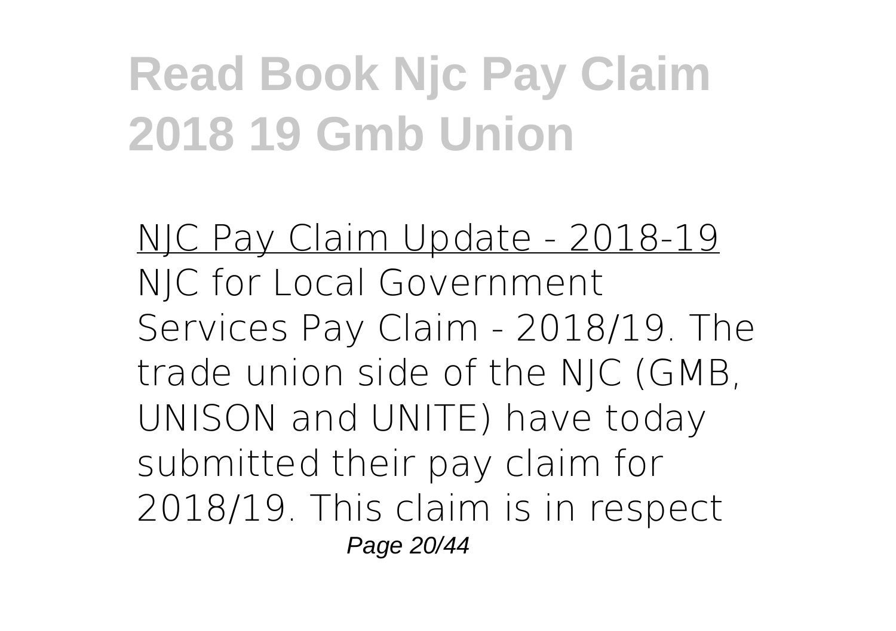NJC Pay Claim Update - 2018-19

NJC for Local Government Services Pay Claim - 2018/19. The trade union side of the NJC (GMB, UNISON and UNITE) have today submitted their pay claim for 2018/19. This claim is in respect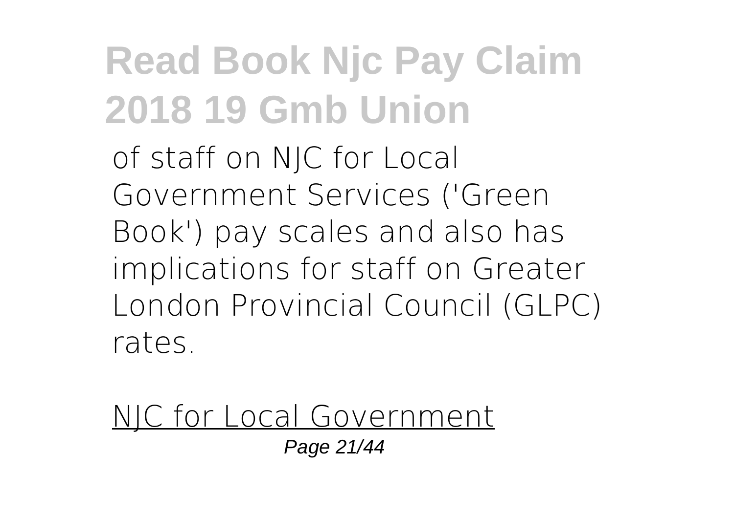of staff on NJC for Local Government Services ('Green Book') pay scales and also has implications for staff on Greater London Provincial Council (GLPC) rates.

NJC for Local Government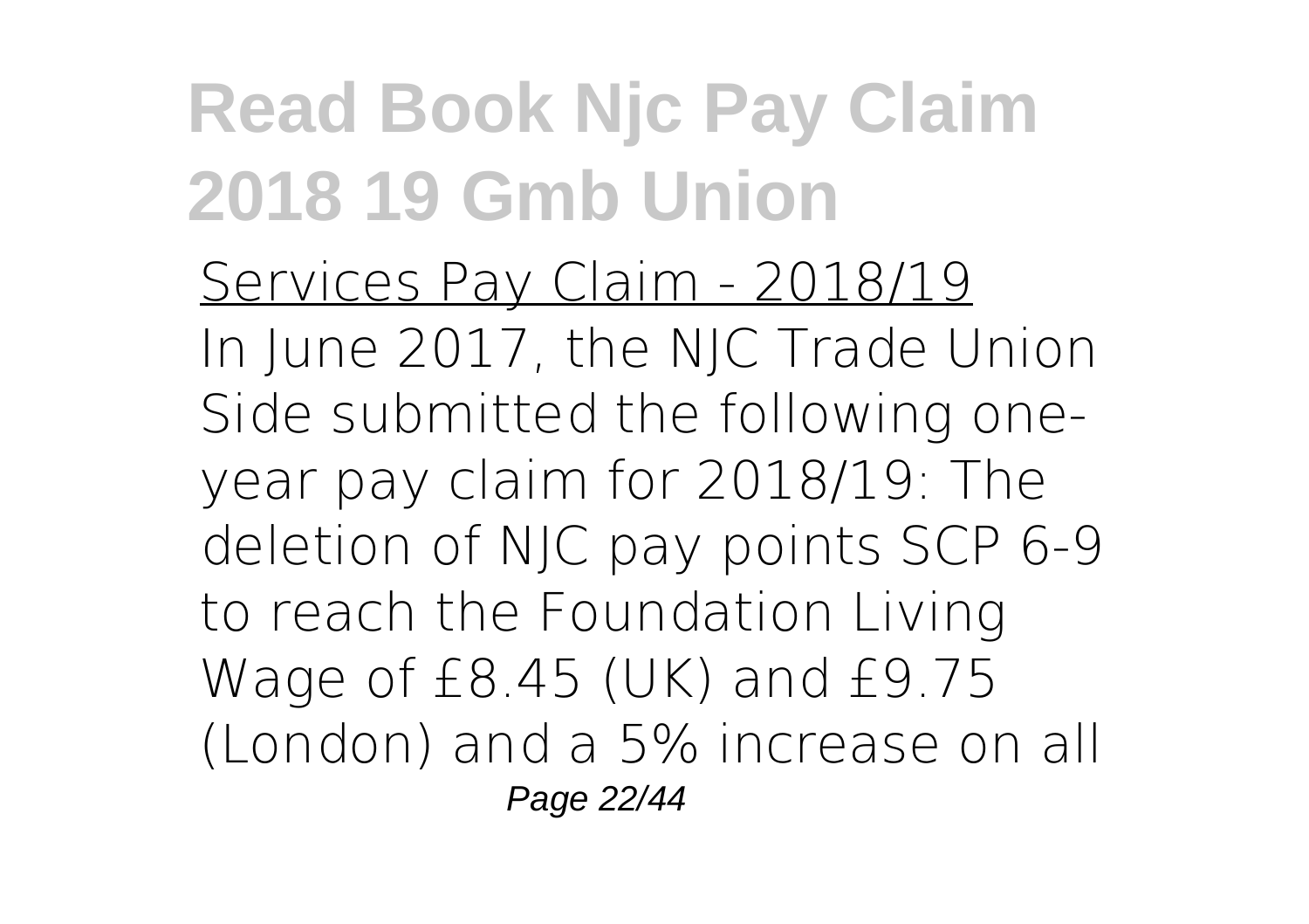Services Pay Claim - 2018/19

In June 2017, the NJC Trade Union Side submitted the following one-year pay claim for 2018/19: The deletion of NJC pay points SCP 6-9 to reach the Foundation Living Wage of £8.45 (UK) and £9.75 (London) and a 5% increase on all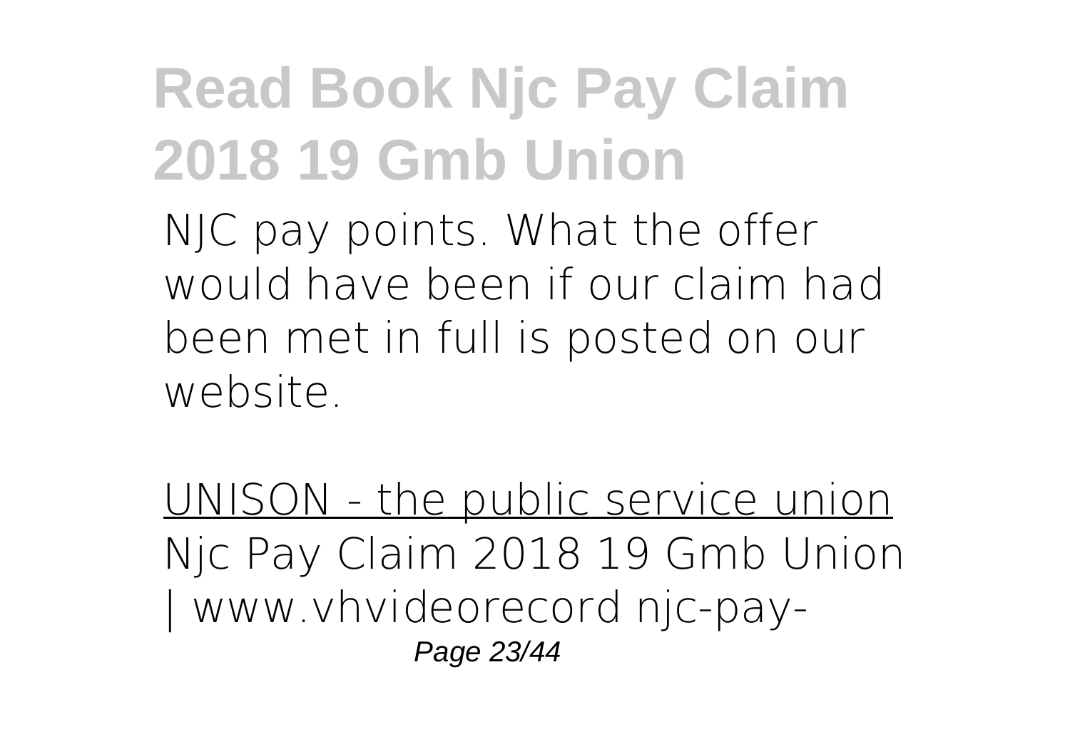NJC pay points. What the offer would have been if our claim had been met in full is posted on our website.

UNISON - the public service union
Njc Pay Claim 2018 19 Gmb Union | www.vhvideorecord njc-pay-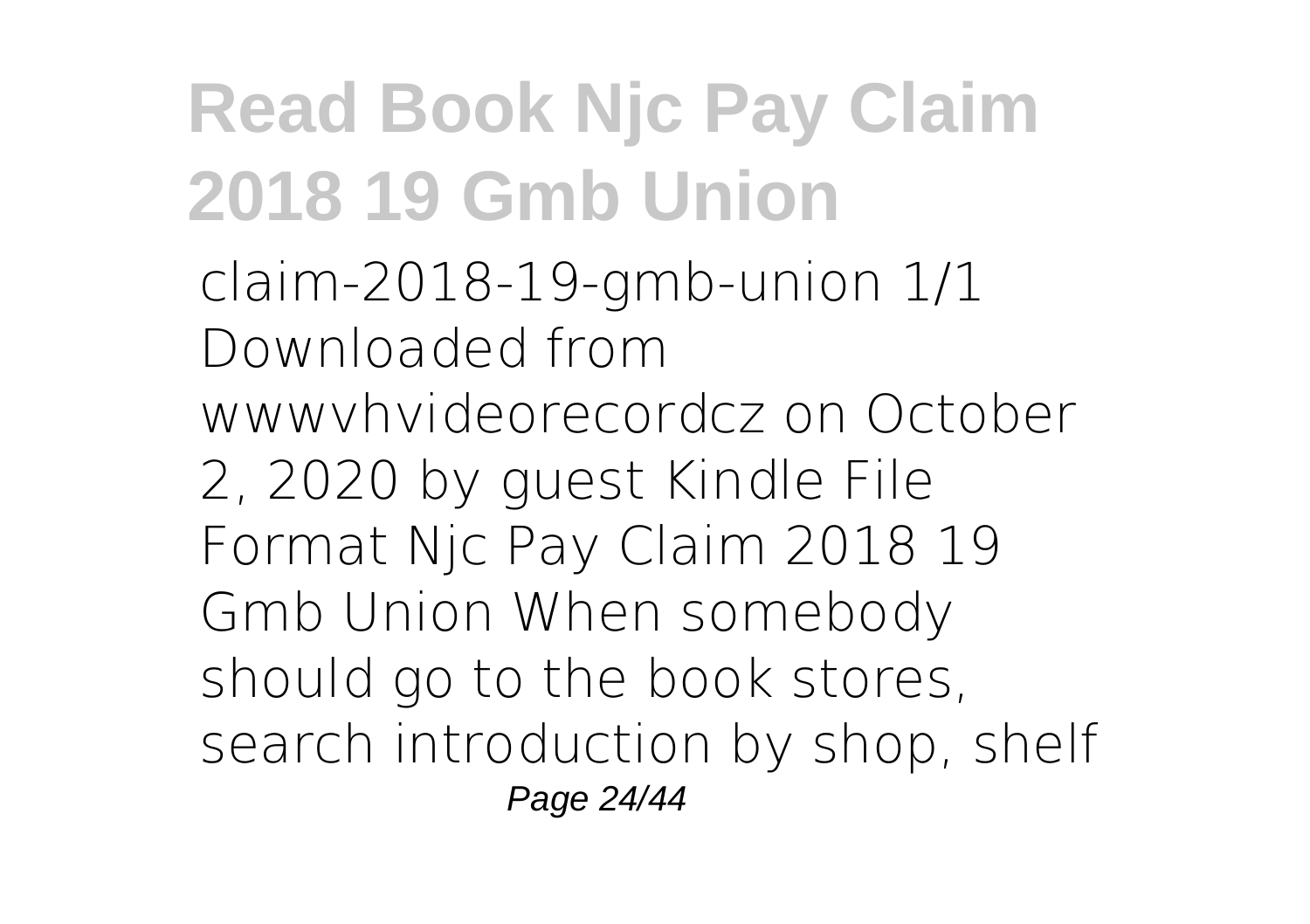claim-2018-19-gmb-union 1/1 Downloaded from wwwvhvideorecordcz on October 2, 2020 by guest Kindle File Format Njc Pay Claim 2018 19 Gmb Union When somebody should go to the book stores, search introduction by shop, shelf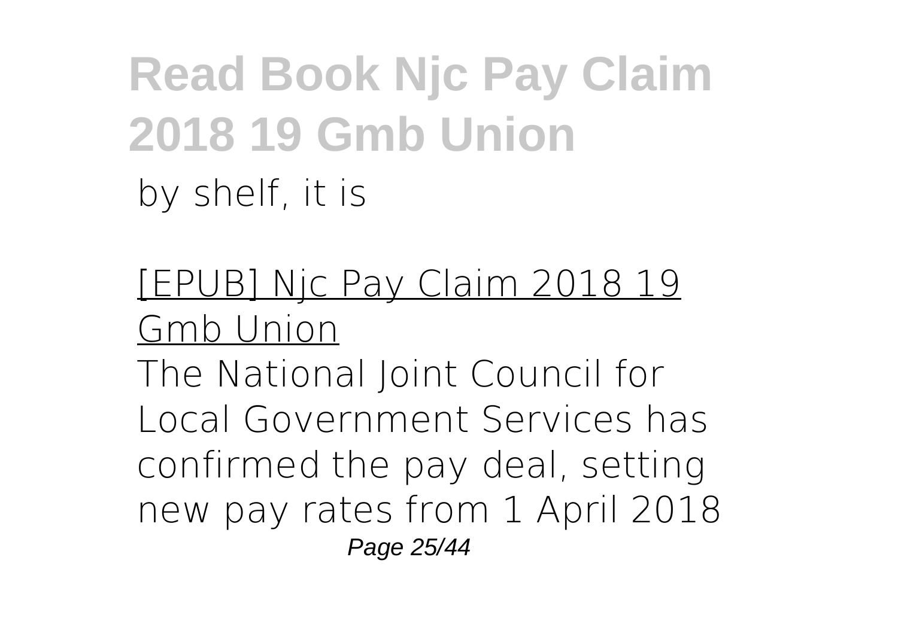by shelf, it is

[EPUB] Njc Pay Claim 2018 19 Gmb Union

The National Joint Council for Local Government Services has confirmed the pay deal, setting new pay rates from 1 April 2018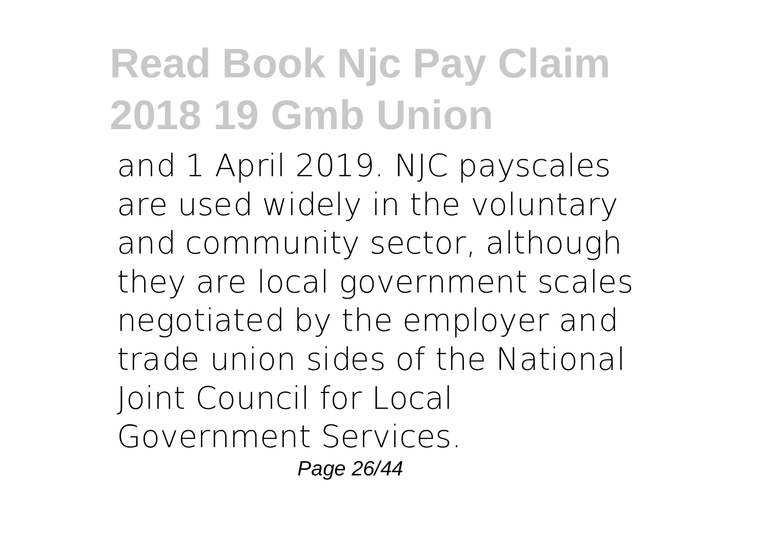and 1 April 2019. NJC payscales are used widely in the voluntary and community sector, although they are local government scales negotiated by the employer and trade union sides of the National Joint Council for Local Government Services.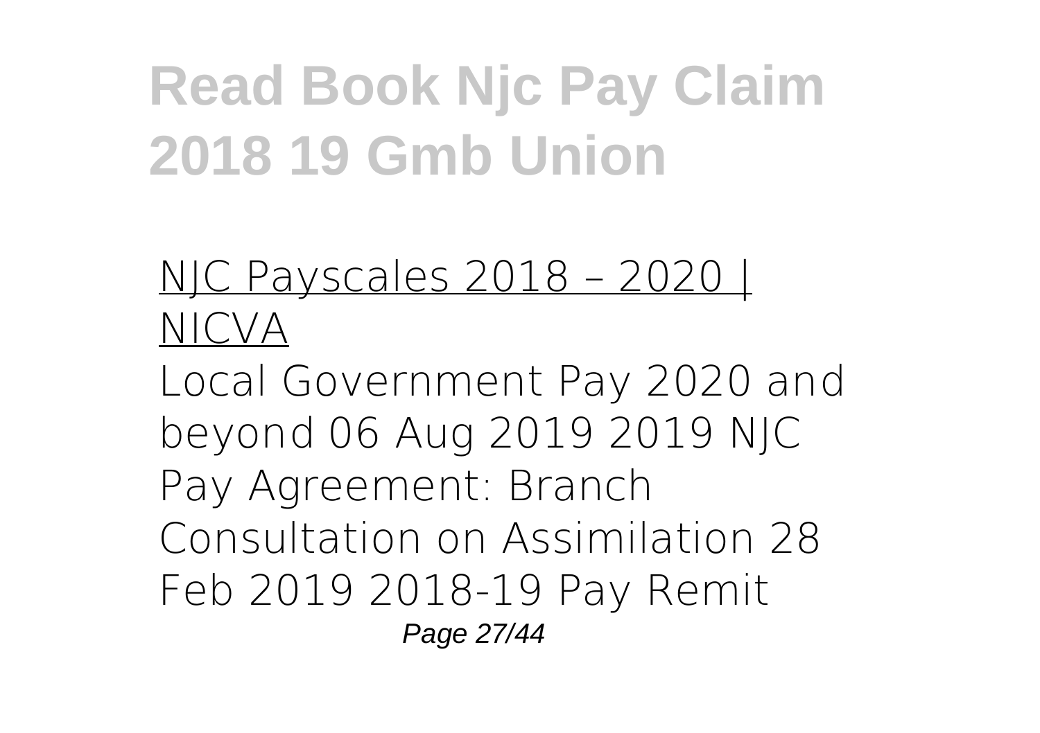NJC Payscales 2018 – 2020 | NICVA

Local Government Pay 2020 and beyond 06 Aug 2019 2019 NJC Pay Agreement: Branch Consultation on Assimilation 28 Feb 2019 2018-19 Pay Remit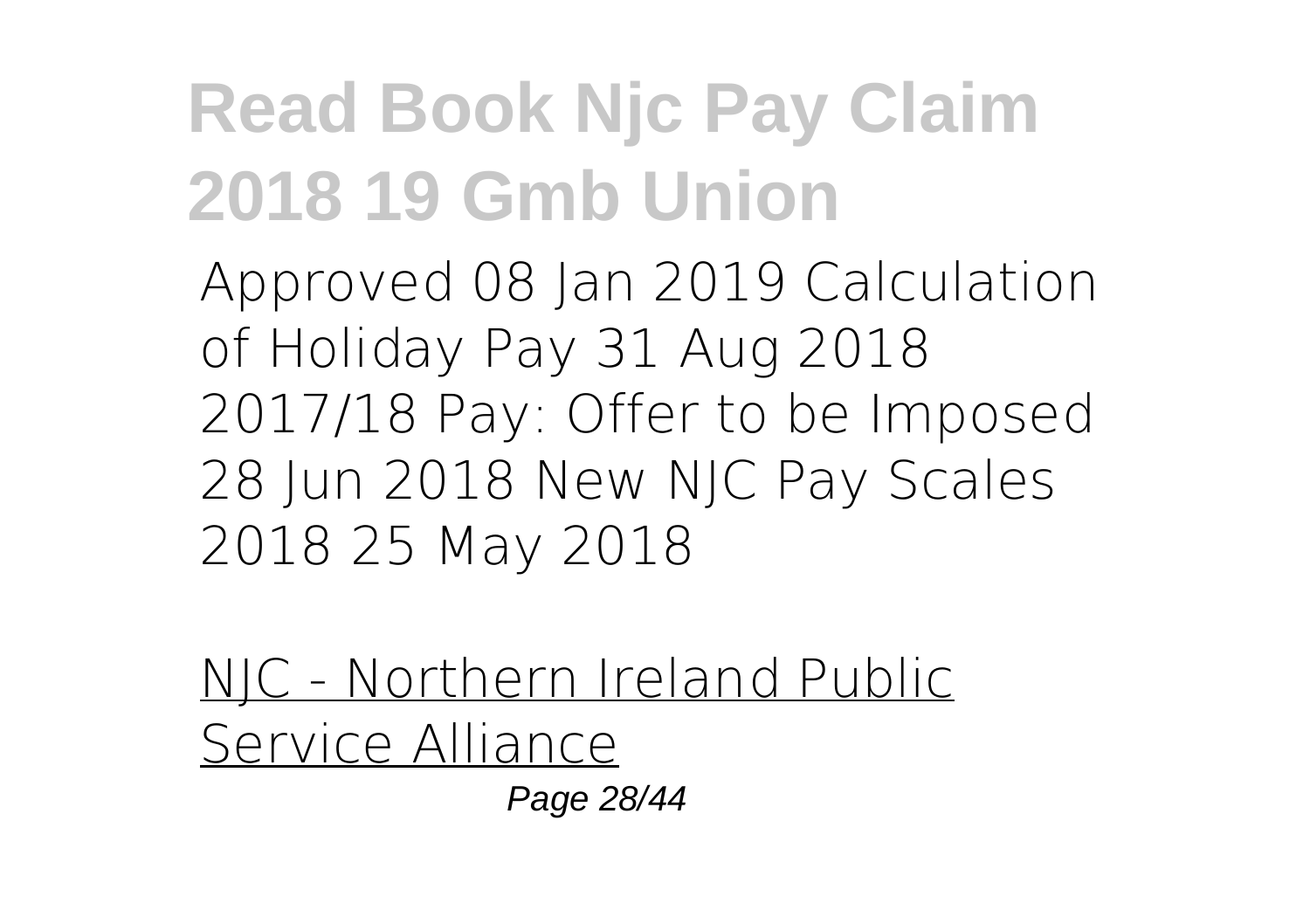Approved 08 Jan 2019 Calculation of Holiday Pay 31 Aug 2018 2017/18 Pay: Offer to be Imposed 28 Jun 2018 New NJC Pay Scales 2018 25 May 2018

NJC - Northern Ireland Public Service Alliance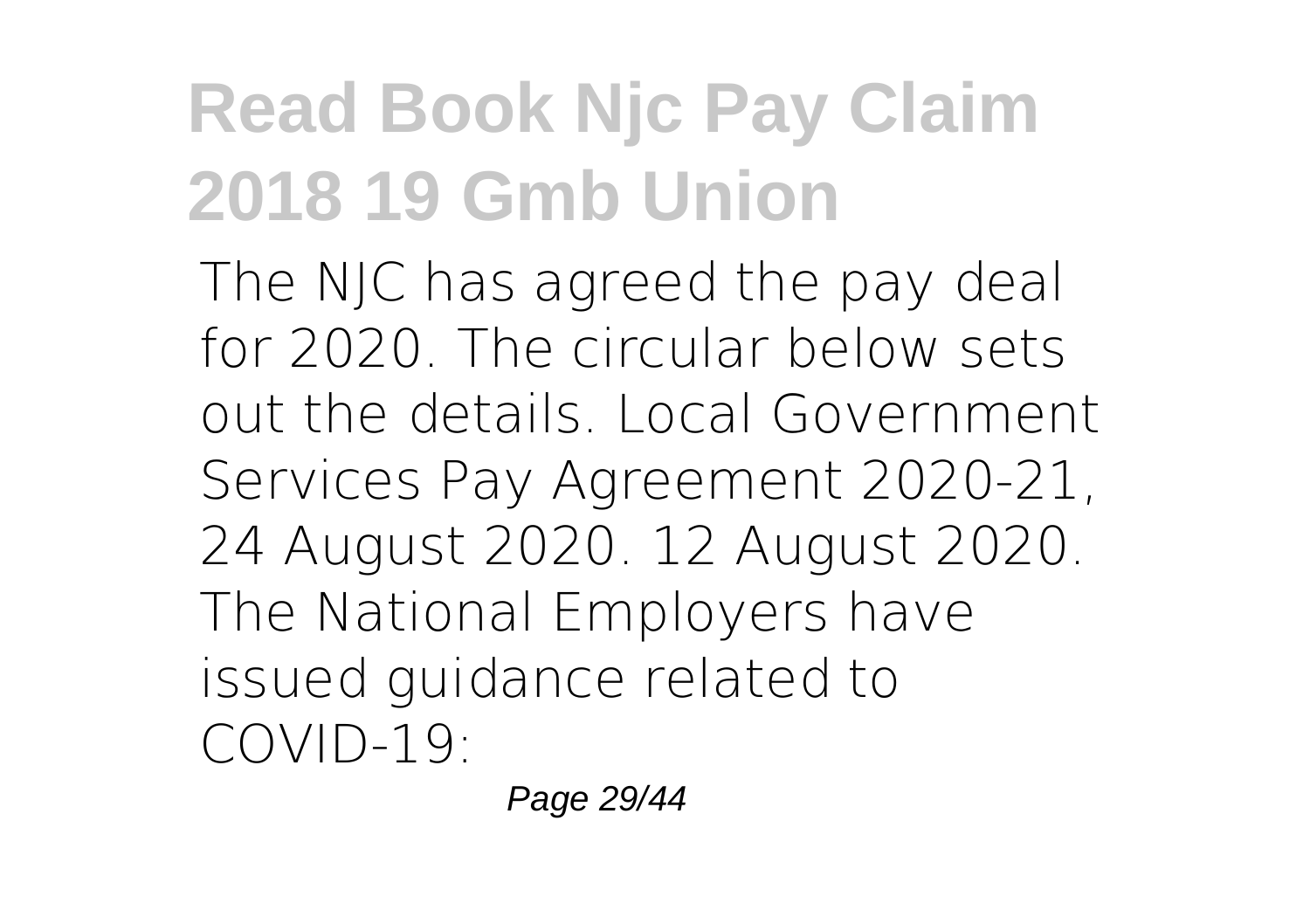# Read Book Njc Pay Claim 2018 19 Gmb Union

The NJC has agreed the pay deal for 2020. The circular below sets out the details. Local Government Services Pay Agreement 2020-21, 24 August 2020. 12 August 2020. The National Employers have issued guidance related to COVID-19: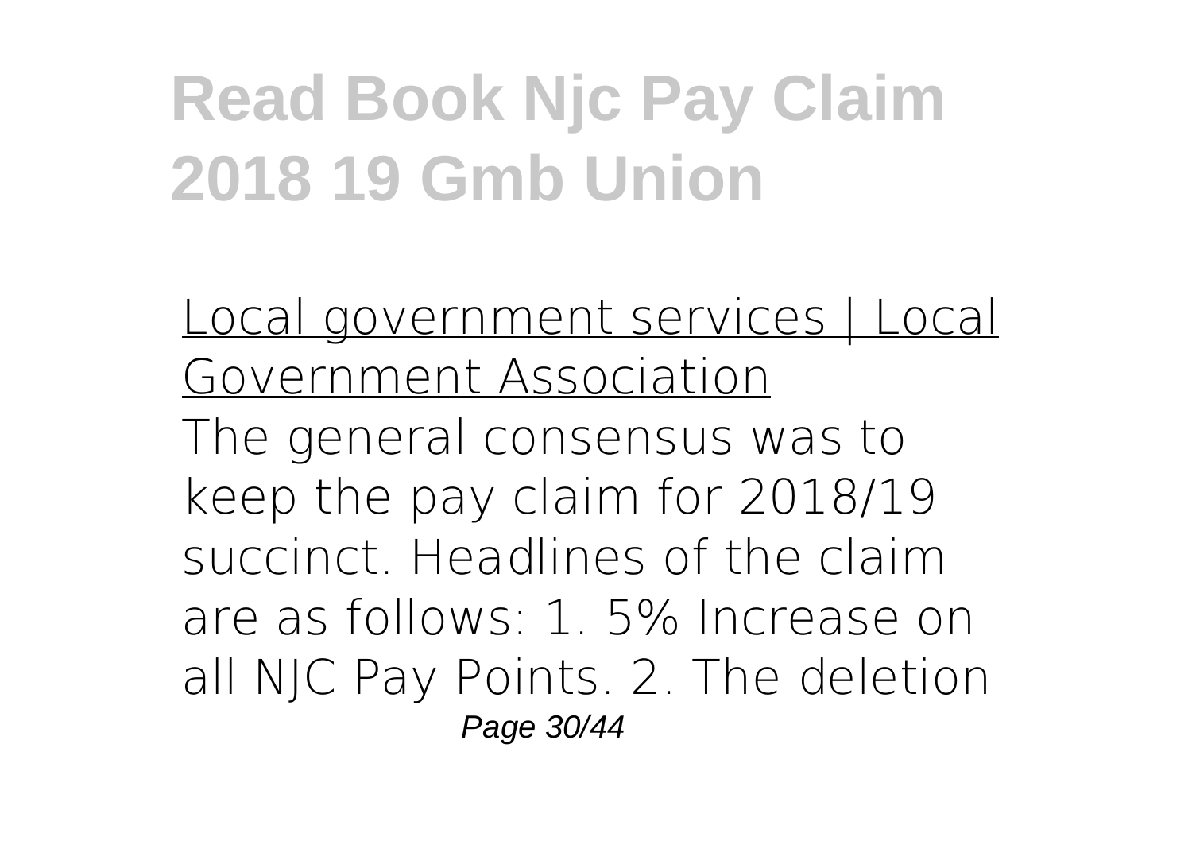Local government services | Local Government Association

The general consensus was to keep the pay claim for 2018/19 succinct. Headlines of the claim are as follows: 1. 5% Increase on all NJC Pay Points. 2. The deletion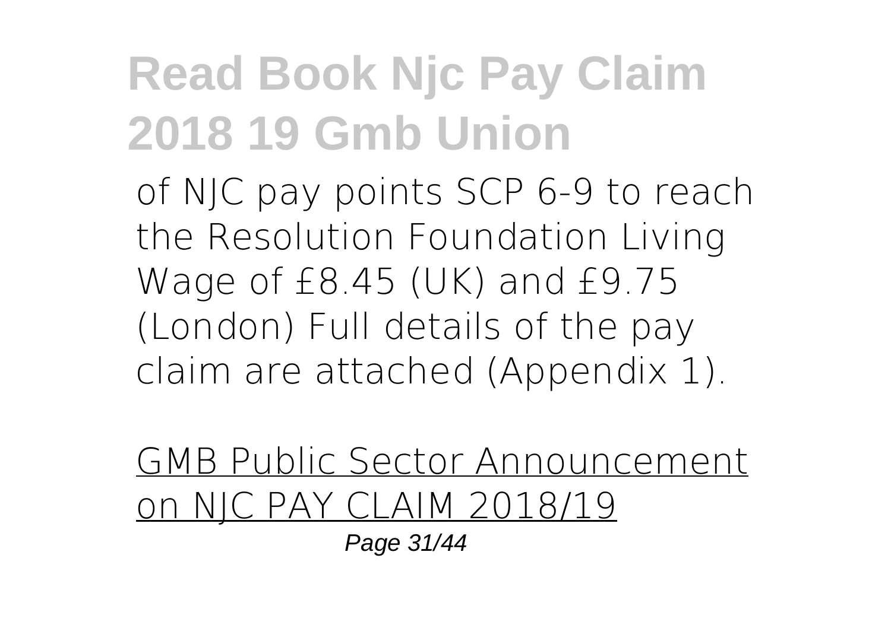of NJC pay points SCP 6-9 to reach the Resolution Foundation Living Wage of £8.45 (UK) and £9.75 (London) Full details of the pay claim are attached (Appendix 1).

GMB Public Sector Announcement on NJC PAY CLAIM 2018/19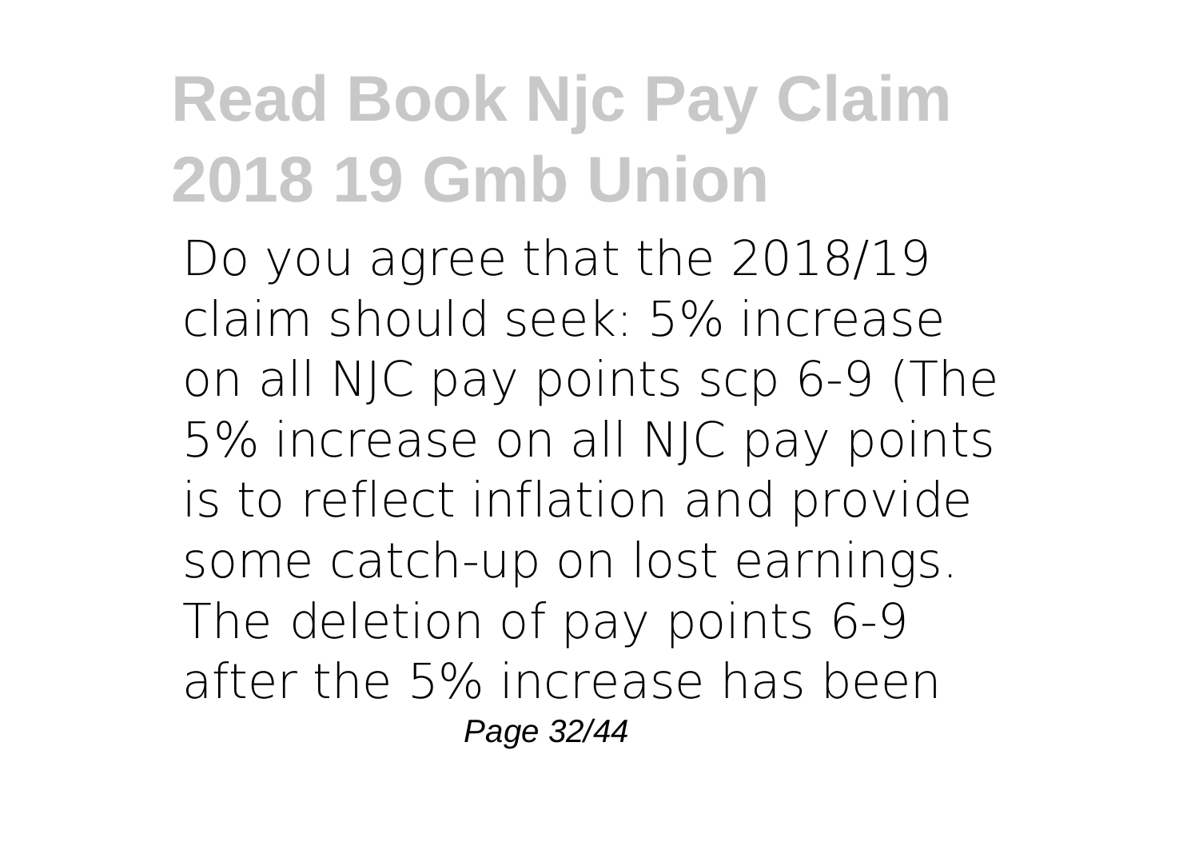# Read Book Njc Pay Claim 2018 19 Gmb Union

Do you agree that the 2018/19 claim should seek: 5% increase on all NJC pay points scp 6-9 (The 5% increase on all NJC pay points is to reflect inflation and provide some catch-up on lost earnings. The deletion of pay points 6-9 after the 5% increase has been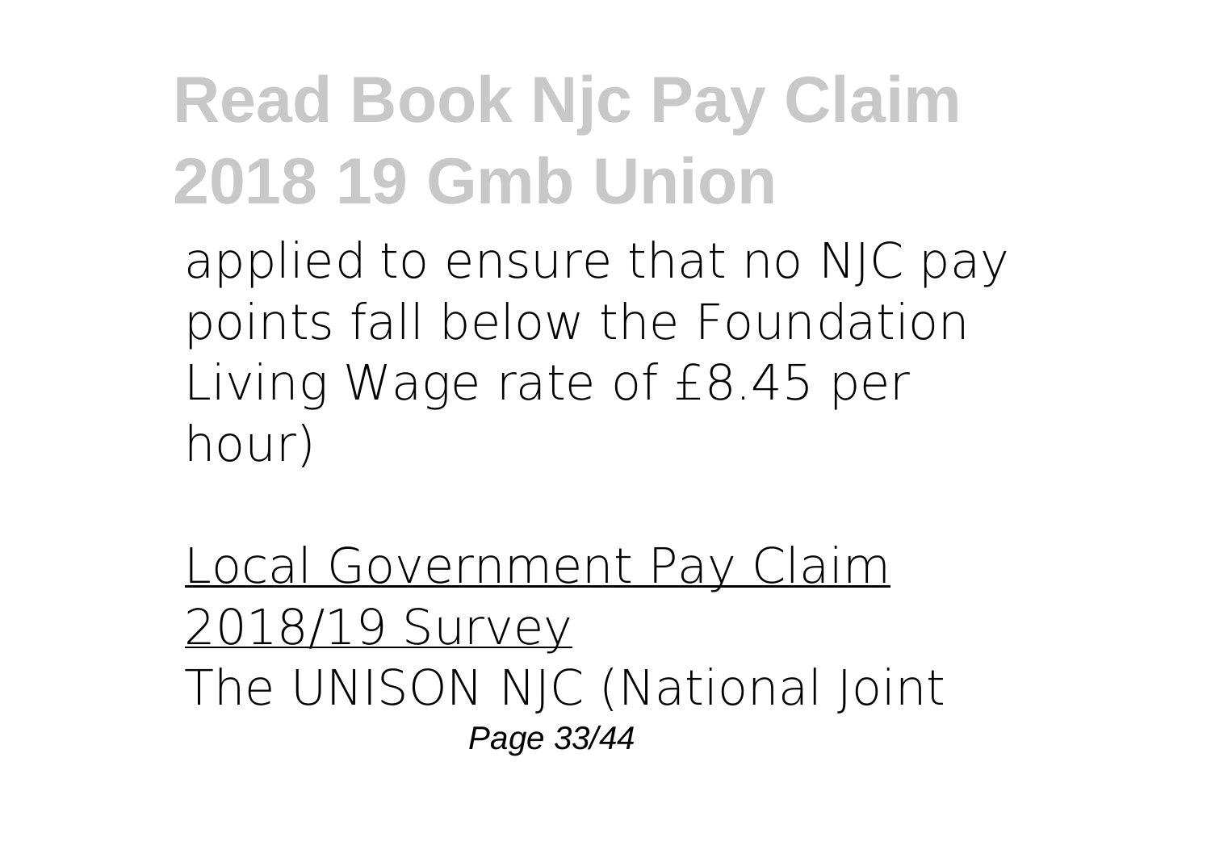applied to ensure that no NJC pay points fall below the Foundation Living Wage rate of £8.45 per hour)

Local Government Pay Claim 2018/19 Survey

The UNISON NJC (National Joint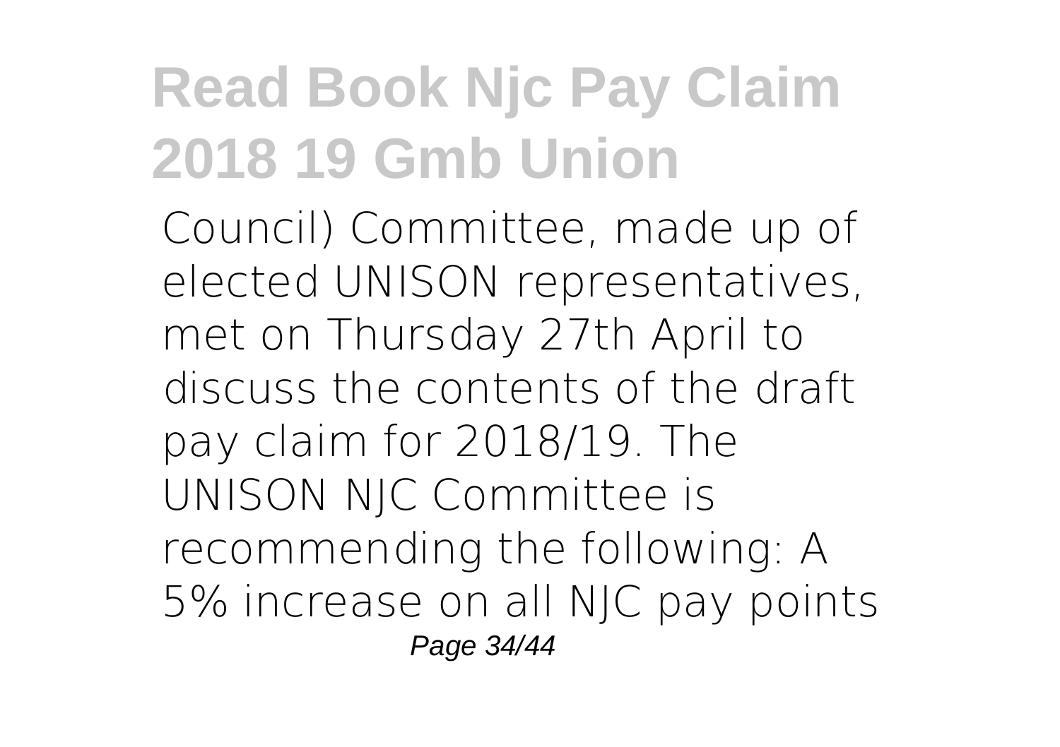Council) Committee, made up of elected UNISON representatives, met on Thursday 27th April to discuss the contents of the draft pay claim for 2018/19. The UNISON NJC Committee is recommending the following: A 5% increase on all NJC pay points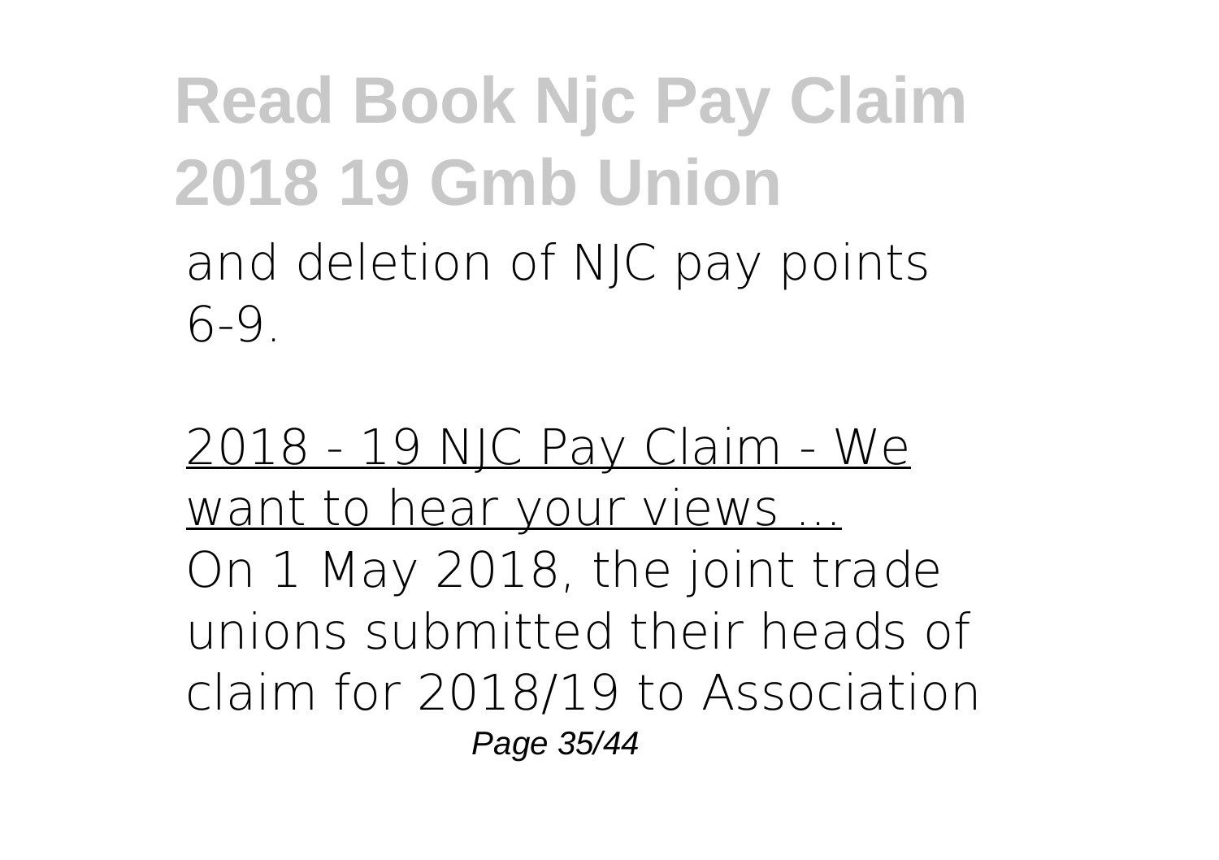and deletion of NJC pay points 6-9.

2018 - 19 NJC Pay Claim - We want to hear your views ...

On 1 May 2018, the joint trade unions submitted their heads of claim for 2018/19 to Association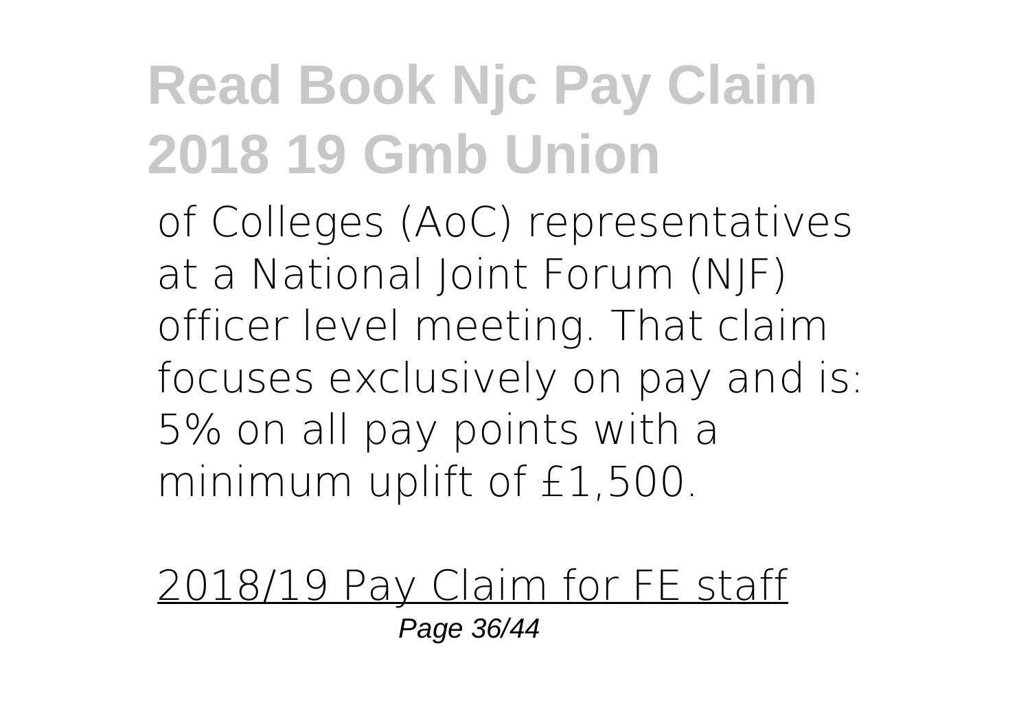of Colleges (AoC) representatives at a National Joint Forum (NJF) officer level meeting. That claim focuses exclusively on pay and is: 5% on all pay points with a minimum uplift of £1,500.

2018/19 Pay Claim for FE staff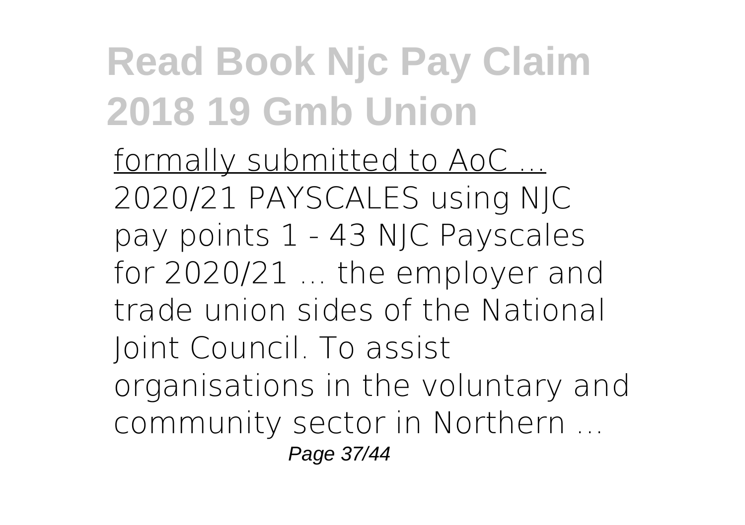formally submitted to AoC ...
2020/21 PAYSCALES using NJC pay points 1 - 43 NJC Payscales for 2020/21 ... the employer and trade union sides of the National Joint Council. To assist organisations in the voluntary and community sector in Northern ...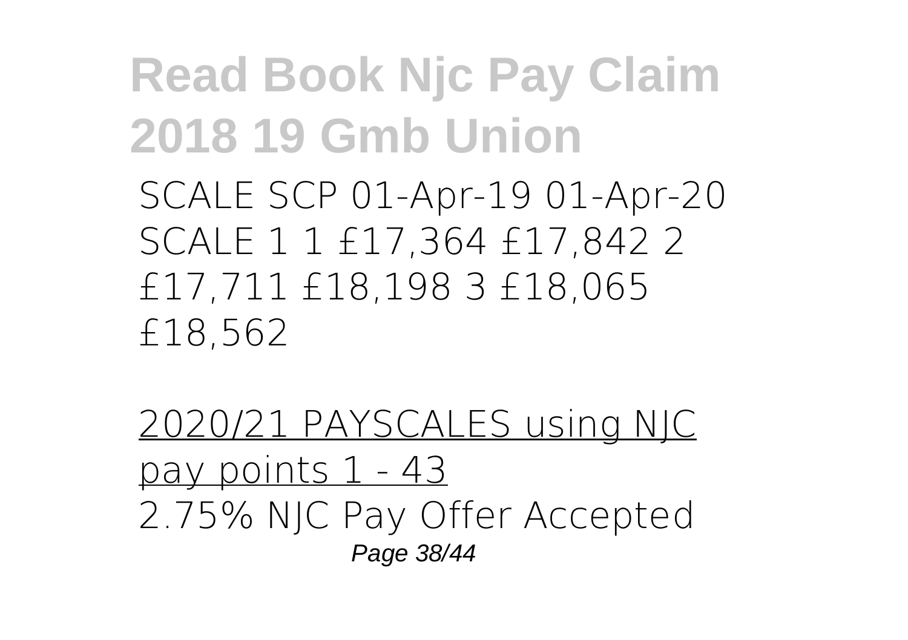SCALE SCP 01-Apr-19 01-Apr-20 SCALE 1 1 £17,364 £17,842 2 £17,711 £18,198 3 £18,065 £18,562

2020/21 PAYSCALES using NJC pay points 1 - 43

2.75% NJC Pay Offer Accepted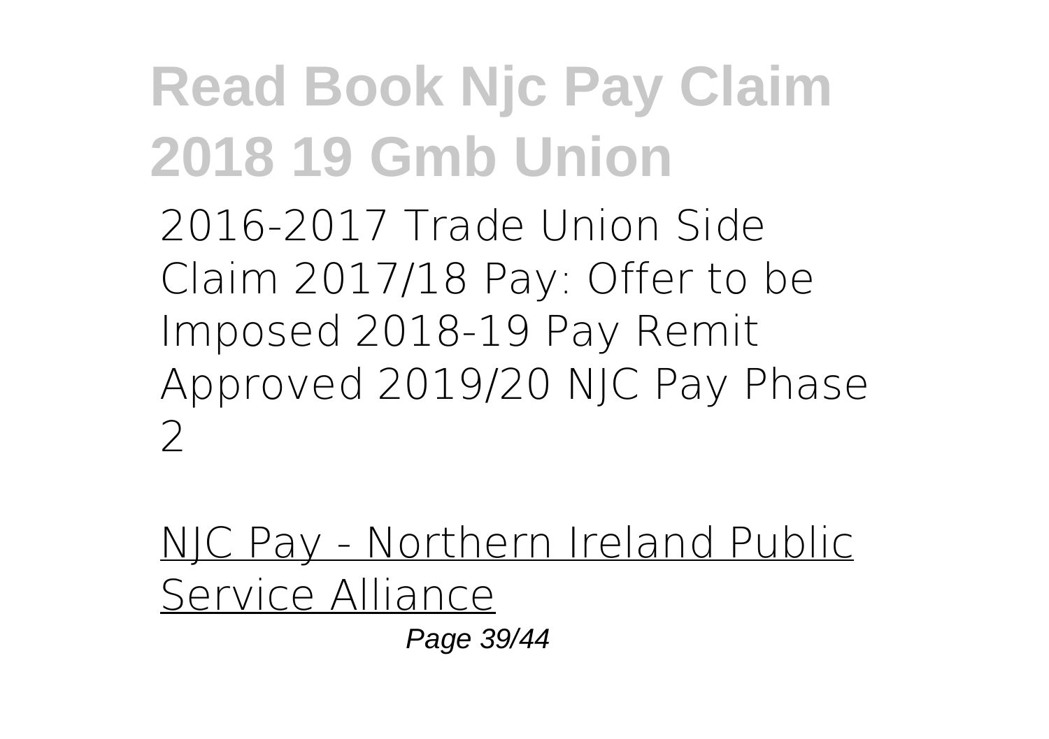2016-2017 Trade Union Side Claim 2017/18 Pay: Offer to be Imposed 2018-19 Pay Remit Approved 2019/20 NJC Pay Phase 2

NJC Pay - Northern Ireland Public Service Alliance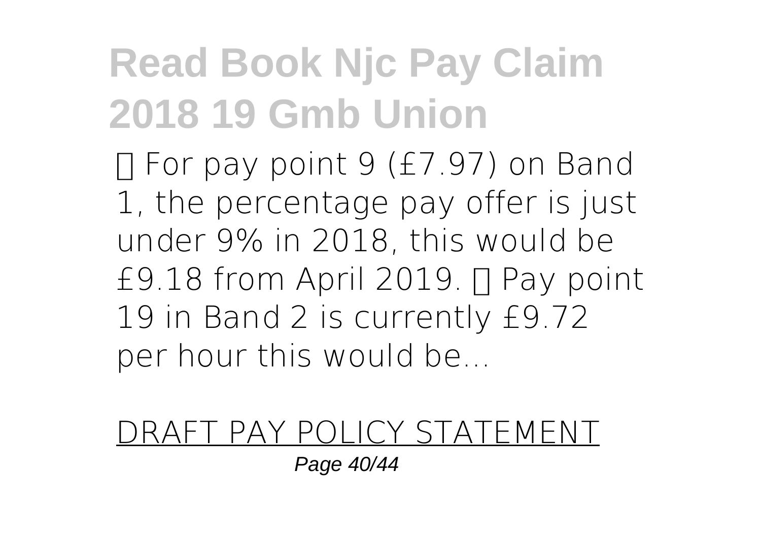For pay point 9 (£7.97) on Band 1, the percentage pay offer is just under 9% in 2018, this would be £9.18 from April 2019.  Pay point 19 in Band 2 is currently £9.72 per hour this would be...

DRAFT PAY POLICY STATEMENT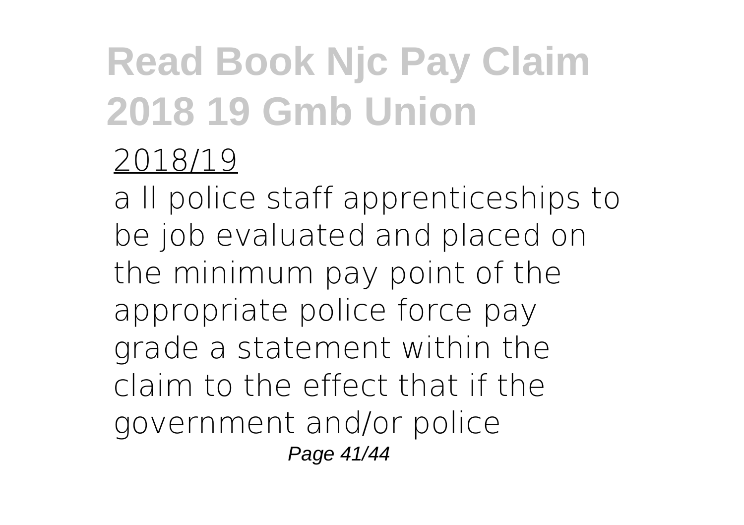2018/19

a ll police staff apprenticeships to be job evaluated and placed on the minimum pay point of the appropriate police force pay grade a statement within the claim to the effect that if the government and/or police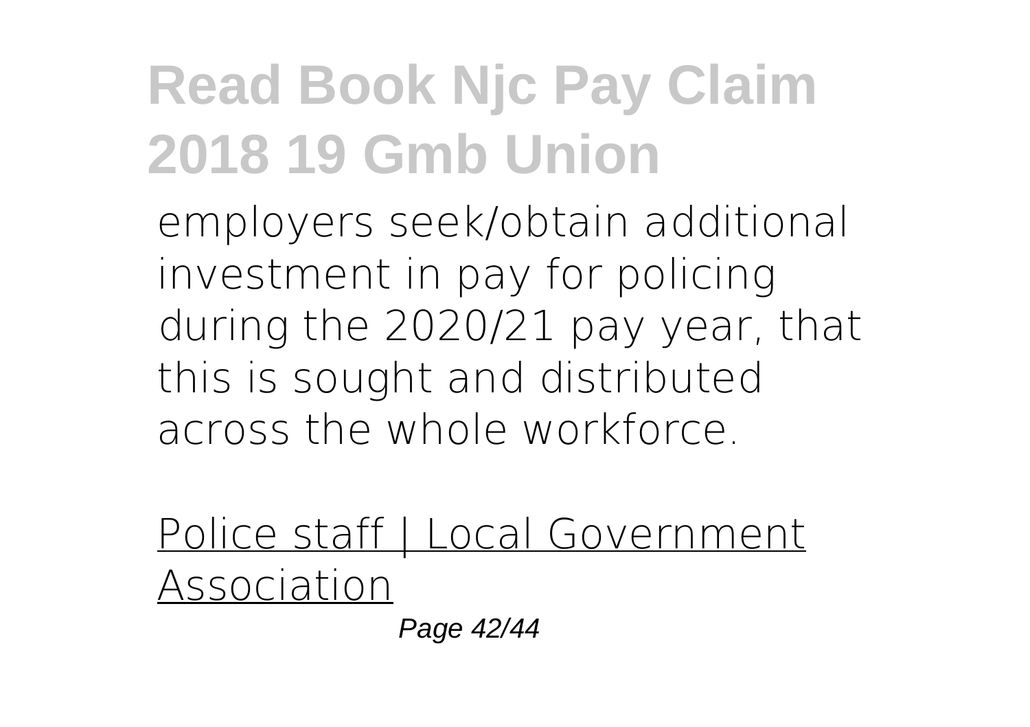employers seek/obtain additional investment in pay for policing during the 2020/21 pay year, that this is sought and distributed across the whole workforce.

Police staff | Local Government Association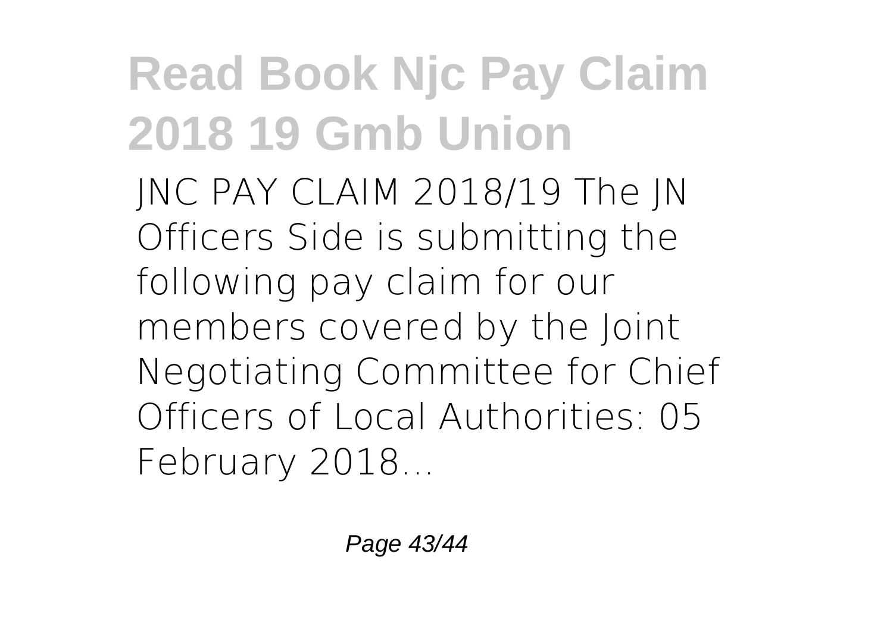JNC PAY CLAIM 2018/19 The JN Officers Side is submitting the following pay claim for our members covered by the Joint Negotiating Committee for Chief Officers of Local Authorities: 05 February 2018...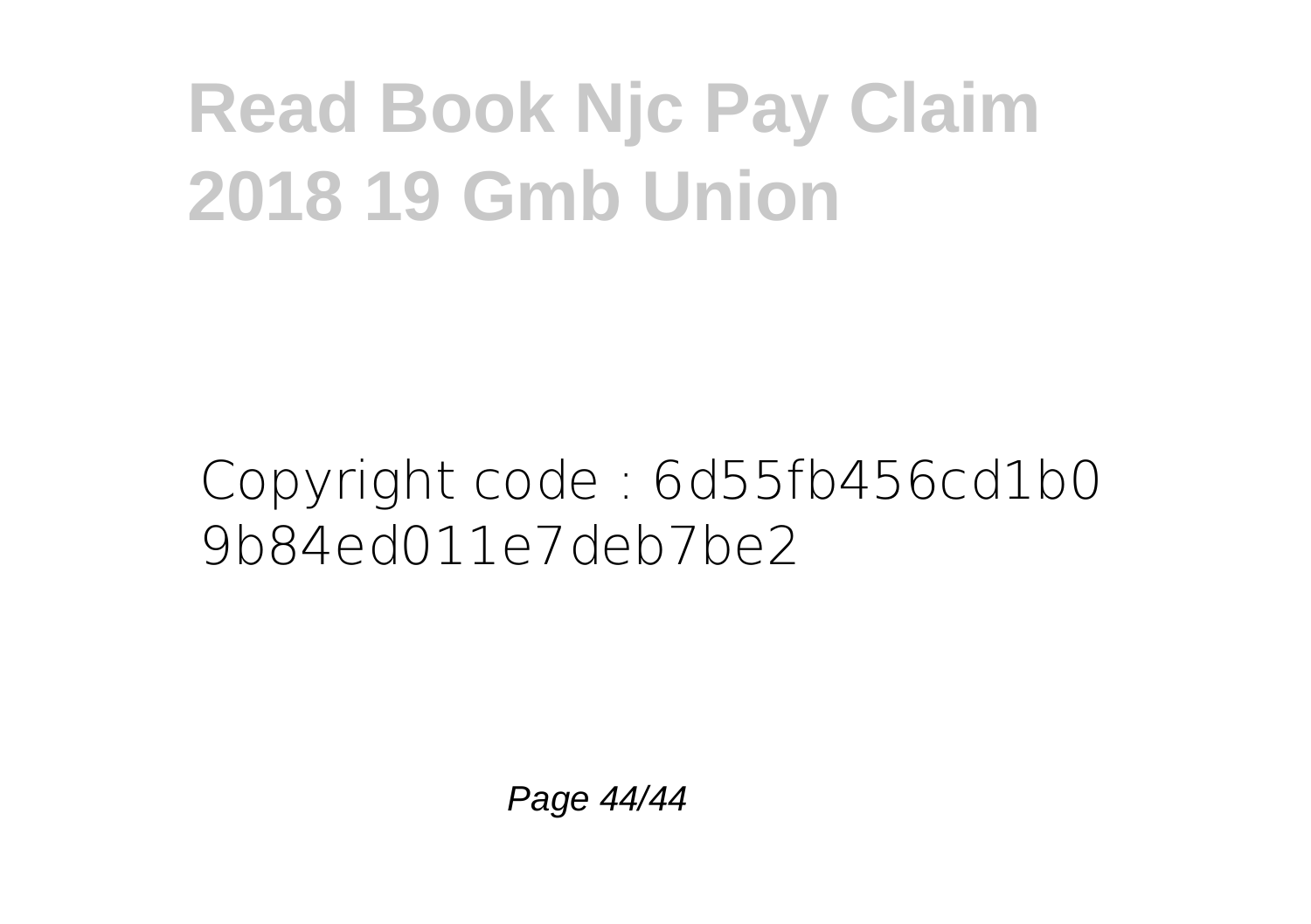Copyright code : 6d55fb456cd1b09b84ed011e7deb7be2